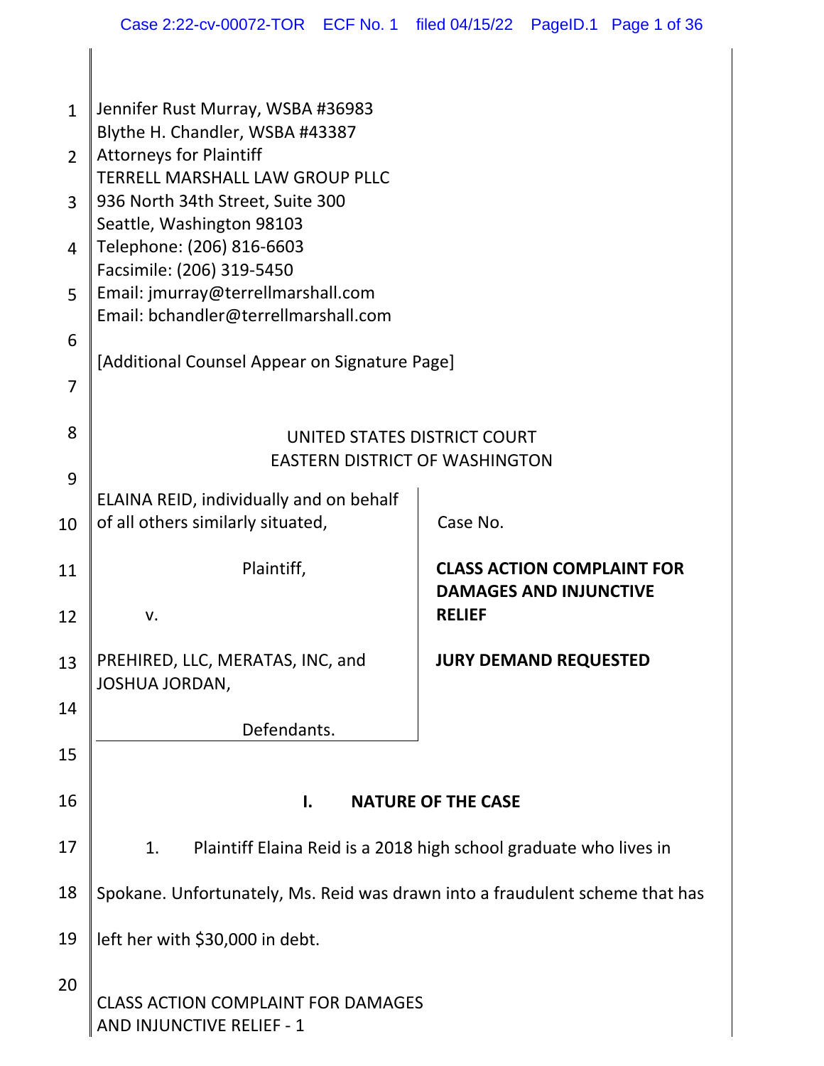Jennifer Rust Murray, WSBA #36983
Blythe H. Chandler, WSBA #43387
Attorneys for Plaintiff
TERRELL MARSHALL LAW GROUP PLLC
936 North 34th Street, Suite 300
Seattle, Washington 98103
Telephone: (206) 816-6603
Facsimile: (206) 319-5450
Email: jmurray@terrellmarshall.com
Email: bchandler@terrellmarshall.com

[Additional Counsel Appear on Signature Page]

UNITED STATES DISTRICT COURT
EASTERN DISTRICT OF WASHINGTON

ELAINA REID, individually and on behalf of all others similarly situated,

Plaintiff,

v.

PREHIRED, LLC, MERATAS, INC, and JOSHUA JORDAN,

Defendants.

Case No.

**CLASS ACTION COMPLAINT FOR DAMAGES AND INJUNCTIVE RELIEF**

**JURY DEMAND REQUESTED**

## I. NATURE OF THE CASE

1. Plaintiff Elaina Reid is a 2018 high school graduate who lives in Spokane. Unfortunately, Ms. Reid was drawn into a fraudulent scheme that has left her with $30,000 in debt.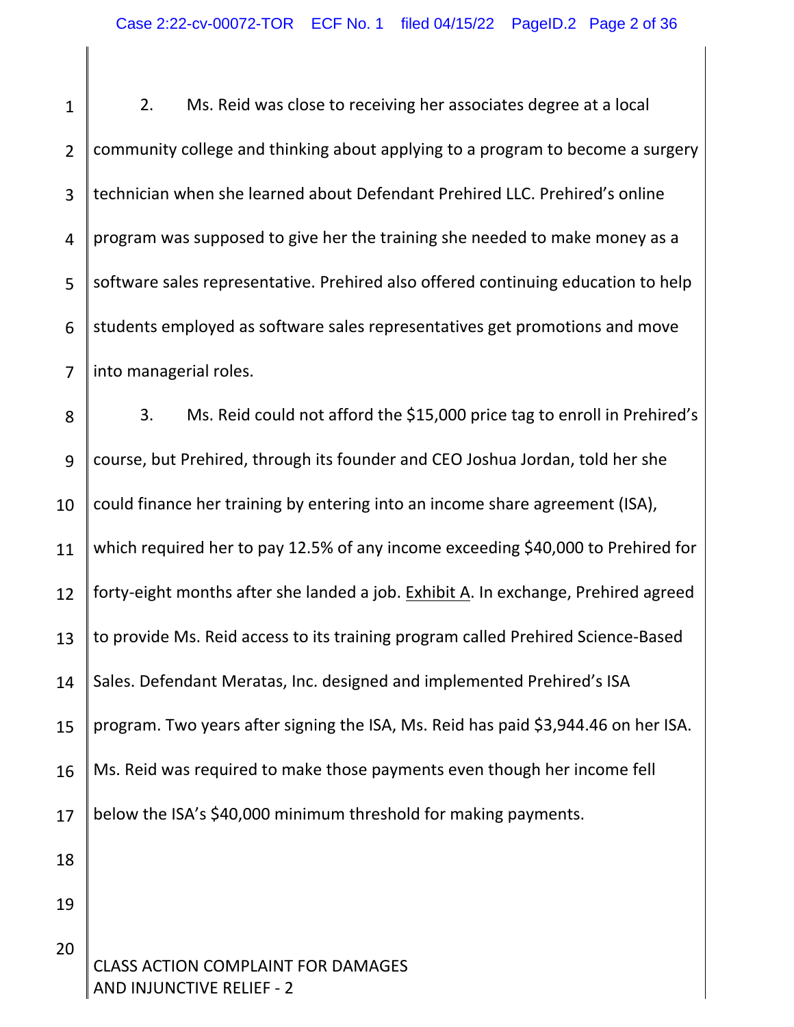2. Ms. Reid was close to receiving her associates degree at a local community college and thinking about applying to a program to become a surgery technician when she learned about Defendant Prehired LLC. Prehired's online program was supposed to give her the training she needed to make money as a software sales representative. Prehired also offered continuing education to help students employed as software sales representatives get promotions and move into managerial roles.

3. Ms. Reid could not afford the $15,000 price tag to enroll in Prehired's course, but Prehired, through its founder and CEO Joshua Jordan, told her she could finance her training by entering into an income share agreement (ISA), which required her to pay 12.5% of any income exceeding $40,000 to Prehired for forty-eight months after she landed a job. Exhibit A. In exchange, Prehired agreed to provide Ms. Reid access to its training program called Prehired Science-Based Sales. Defendant Meratas, Inc. designed and implemented Prehired's ISA program. Two years after signing the ISA, Ms. Reid has paid $3,944.46 on her ISA. Ms. Reid was required to make those payments even though her income fell below the ISA's $40,000 minimum threshold for making payments.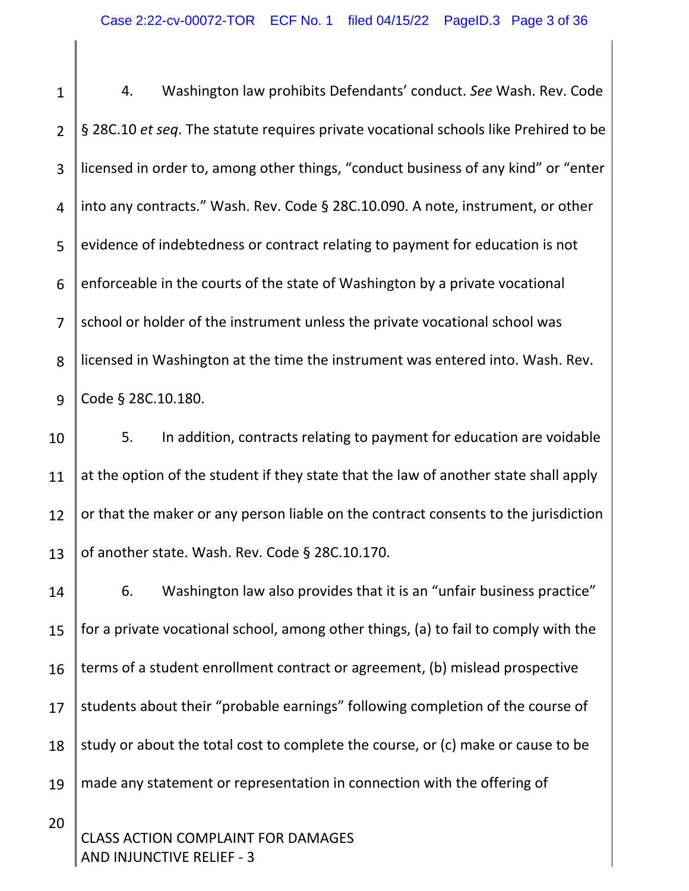4. Washington law prohibits Defendants' conduct. *See* Wash. Rev. Code § 28C.10 *et seq*. The statute requires private vocational schools like Prehired to be licensed in order to, among other things, "conduct business of any kind" or "enter into any contracts." Wash. Rev. Code § 28C.10.090. A note, instrument, or other evidence of indebtedness or contract relating to payment for education is not enforceable in the courts of the state of Washington by a private vocational school or holder of the instrument unless the private vocational school was licensed in Washington at the time the instrument was entered into. Wash. Rev. Code § 28C.10.180.

5. In addition, contracts relating to payment for education are voidable at the option of the student if they state that the law of another state shall apply or that the maker or any person liable on the contract consents to the jurisdiction of another state. Wash. Rev. Code § 28C.10.170.

6. Washington law also provides that it is an "unfair business practice" for a private vocational school, among other things, (a) to fail to comply with the terms of a student enrollment contract or agreement, (b) mislead prospective students about their "probable earnings" following completion of the course of study or about the total cost to complete the course, or (c) make or cause to be made any statement or representation in connection with the offering of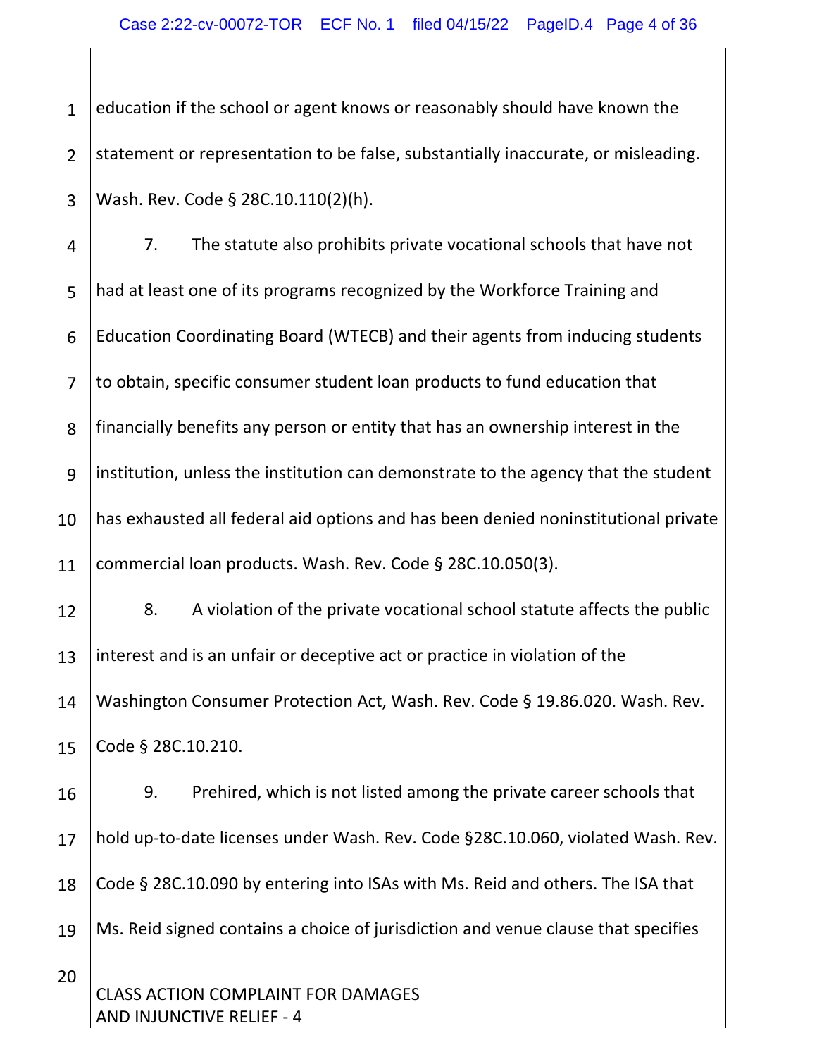education if the school or agent knows or reasonably should have known the statement or representation to be false, substantially inaccurate, or misleading. Wash. Rev. Code § 28C.10.110(2)(h).

7. The statute also prohibits private vocational schools that have not had at least one of its programs recognized by the Workforce Training and Education Coordinating Board (WTECB) and their agents from inducing students to obtain, specific consumer student loan products to fund education that financially benefits any person or entity that has an ownership interest in the institution, unless the institution can demonstrate to the agency that the student has exhausted all federal aid options and has been denied noninstitutional private commercial loan products. Wash. Rev. Code § 28C.10.050(3).

8. A violation of the private vocational school statute affects the public interest and is an unfair or deceptive act or practice in violation of the Washington Consumer Protection Act, Wash. Rev. Code § 19.86.020. Wash. Rev. Code § 28C.10.210.

9. Prehired, which is not listed among the private career schools that hold up-to-date licenses under Wash. Rev. Code §28C.10.060, violated Wash. Rev. Code § 28C.10.090 by entering into ISAs with Ms. Reid and others. The ISA that Ms. Reid signed contains a choice of jurisdiction and venue clause that specifies

CLASS ACTION COMPLAINT FOR DAMAGES AND INJUNCTIVE RELIEF - 4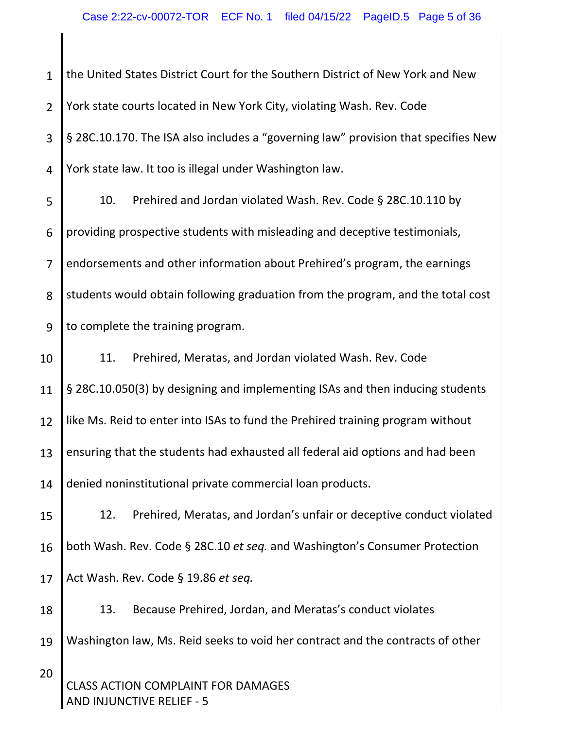the United States District Court for the Southern District of New York and New York state courts located in New York City, violating Wash. Rev. Code § 28C.10.170. The ISA also includes a "governing law" provision that specifies New York state law. It too is illegal under Washington law.

10. Prehired and Jordan violated Wash. Rev. Code § 28C.10.110 by providing prospective students with misleading and deceptive testimonials, endorsements and other information about Prehired's program, the earnings students would obtain following graduation from the program, and the total cost to complete the training program.

11. Prehired, Meratas, and Jordan violated Wash. Rev. Code § 28C.10.050(3) by designing and implementing ISAs and then inducing students like Ms. Reid to enter into ISAs to fund the Prehired training program without ensuring that the students had exhausted all federal aid options and had been denied noninstitutional private commercial loan products.

12. Prehired, Meratas, and Jordan's unfair or deceptive conduct violated both Wash. Rev. Code § 28C.10 *et seq.* and Washington's Consumer Protection Act Wash. Rev. Code § 19.86 *et seq.*

13. Because Prehired, Jordan, and Meratas's conduct violates Washington law, Ms. Reid seeks to void her contract and the contracts of other

CLASS ACTION COMPLAINT FOR DAMAGES AND INJUNCTIVE RELIEF - 5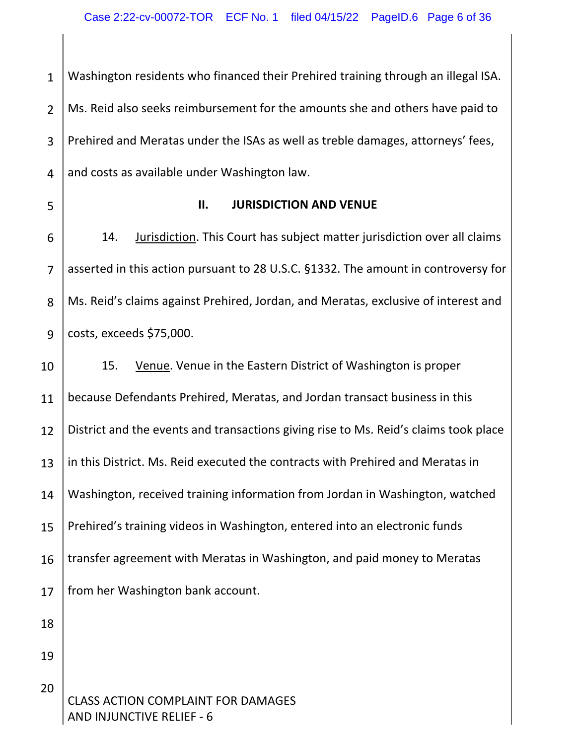Washington residents who financed their Prehired training through an illegal ISA. Ms. Reid also seeks reimbursement for the amounts she and others have paid to Prehired and Meratas under the ISAs as well as treble damages, attorneys' fees, and costs as available under Washington law.

## II. JURISDICTION AND VENUE

14. Jurisdiction. This Court has subject matter jurisdiction over all claims asserted in this action pursuant to 28 U.S.C. §1332. The amount in controversy for Ms. Reid's claims against Prehired, Jordan, and Meratas, exclusive of interest and costs, exceeds $75,000.

15. Venue. Venue in the Eastern District of Washington is proper because Defendants Prehired, Meratas, and Jordan transact business in this District and the events and transactions giving rise to Ms. Reid's claims took place in this District. Ms. Reid executed the contracts with Prehired and Meratas in Washington, received training information from Jordan in Washington, watched Prehired's training videos in Washington, entered into an electronic funds transfer agreement with Meratas in Washington, and paid money to Meratas from her Washington bank account.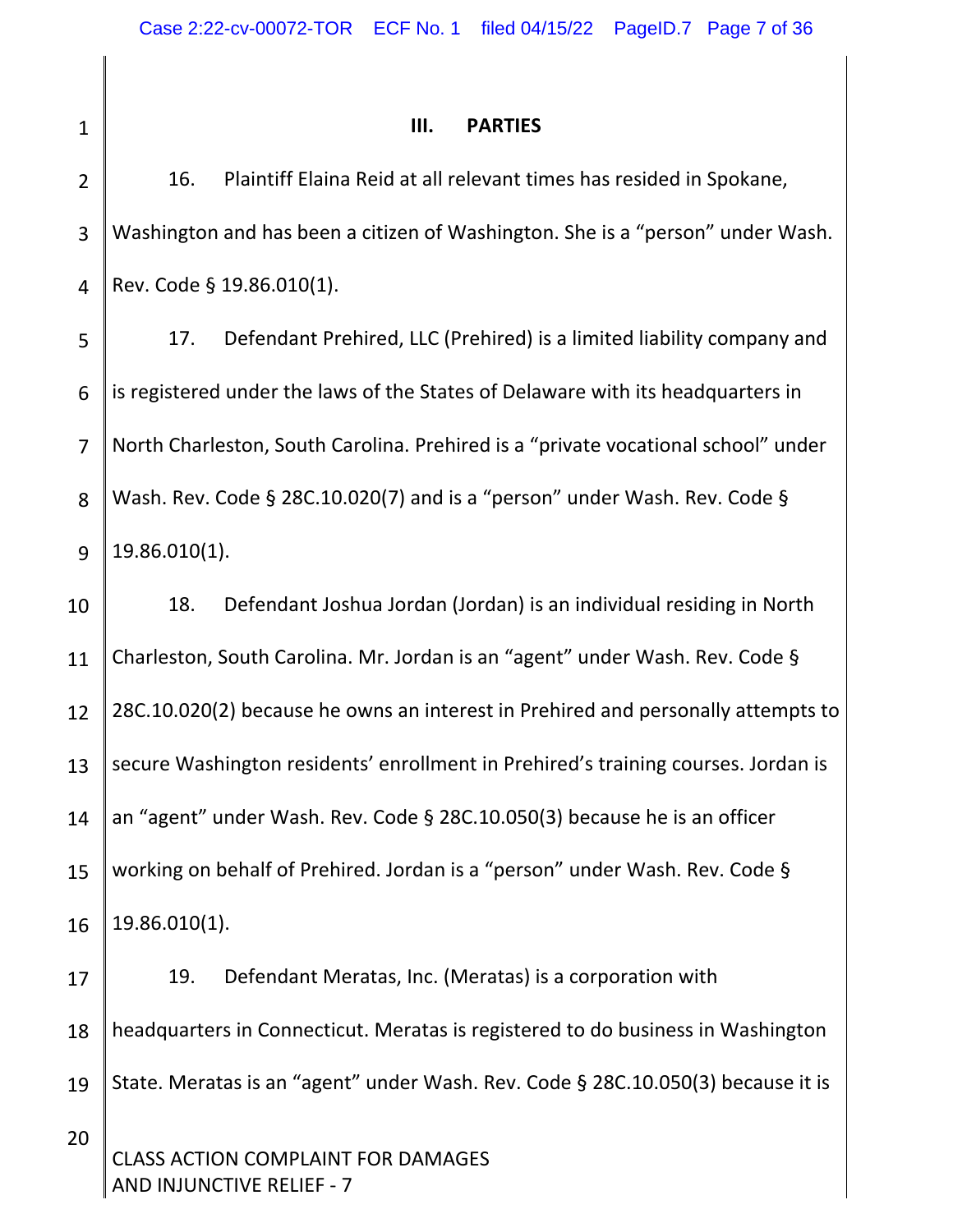## III. PARTIES

16. Plaintiff Elaina Reid at all relevant times has resided in Spokane, Washington and has been a citizen of Washington. She is a "person" under Wash. Rev. Code § 19.86.010(1).

17. Defendant Prehired, LLC (Prehired) is a limited liability company and is registered under the laws of the States of Delaware with its headquarters in North Charleston, South Carolina. Prehired is a "private vocational school" under Wash. Rev. Code § 28C.10.020(7) and is a "person" under Wash. Rev. Code § 19.86.010(1).

18. Defendant Joshua Jordan (Jordan) is an individual residing in North Charleston, South Carolina. Mr. Jordan is an "agent" under Wash. Rev. Code § 28C.10.020(2) because he owns an interest in Prehired and personally attempts to secure Washington residents' enrollment in Prehired's training courses. Jordan is an "agent" under Wash. Rev. Code § 28C.10.050(3) because he is an officer working on behalf of Prehired. Jordan is a "person" under Wash. Rev. Code § 19.86.010(1).

19. Defendant Meratas, Inc. (Meratas) is a corporation with headquarters in Connecticut. Meratas is registered to do business in Washington State. Meratas is an "agent" under Wash. Rev. Code § 28C.10.050(3) because it is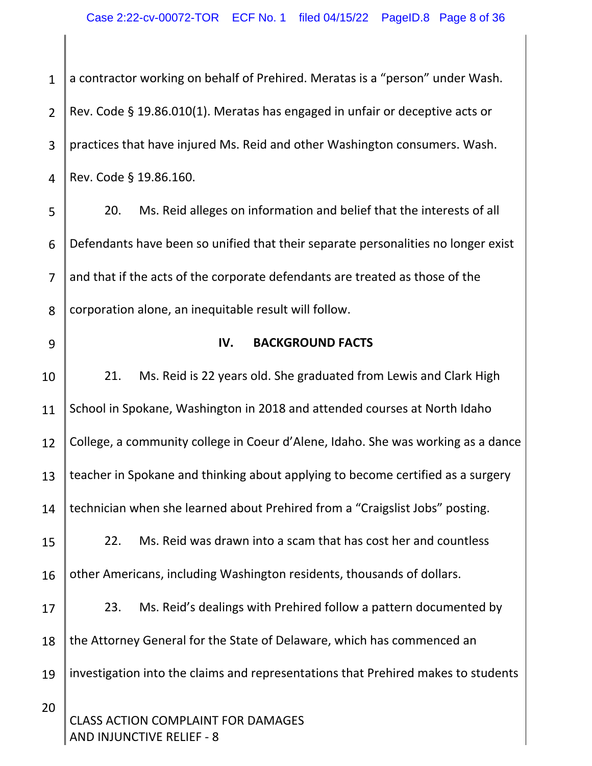a contractor working on behalf of Prehired. Meratas is a "person" under Wash. Rev. Code § 19.86.010(1). Meratas has engaged in unfair or deceptive acts or practices that have injured Ms. Reid and other Washington consumers. Wash. Rev. Code § 19.86.160.

20. Ms. Reid alleges on information and belief that the interests of all Defendants have been so unified that their separate personalities no longer exist and that if the acts of the corporate defendants are treated as those of the corporation alone, an inequitable result will follow.

## IV. BACKGROUND FACTS

21. Ms. Reid is 22 years old. She graduated from Lewis and Clark High School in Spokane, Washington in 2018 and attended courses at North Idaho College, a community college in Coeur d'Alene, Idaho. She was working as a dance teacher in Spokane and thinking about applying to become certified as a surgery technician when she learned about Prehired from a "Craigslist Jobs" posting.

22. Ms. Reid was drawn into a scam that has cost her and countless other Americans, including Washington residents, thousands of dollars.

23. Ms. Reid's dealings with Prehired follow a pattern documented by the Attorney General for the State of Delaware, which has commenced an investigation into the claims and representations that Prehired makes to students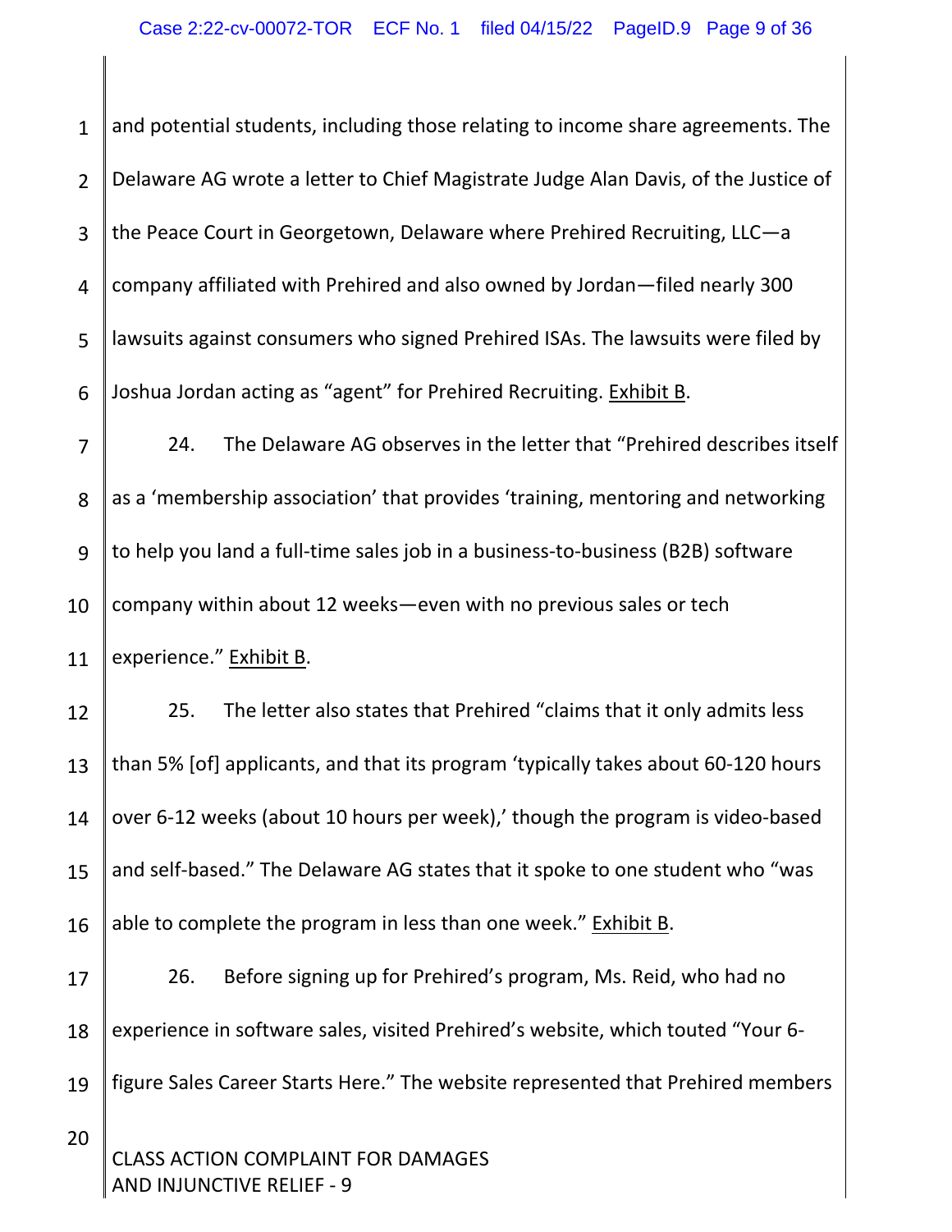and potential students, including those relating to income share agreements. The Delaware AG wrote a letter to Chief Magistrate Judge Alan Davis, of the Justice of the Peace Court in Georgetown, Delaware where Prehired Recruiting, LLC—a company affiliated with Prehired and also owned by Jordan—filed nearly 300 lawsuits against consumers who signed Prehired ISAs. The lawsuits were filed by Joshua Jordan acting as "agent" for Prehired Recruiting. Exhibit B.

24. The Delaware AG observes in the letter that "Prehired describes itself as a 'membership association' that provides 'training, mentoring and networking to help you land a full-time sales job in a business-to-business (B2B) software company within about 12 weeks—even with no previous sales or tech experience." Exhibit B.

25. The letter also states that Prehired "claims that it only admits less than 5% [of] applicants, and that its program 'typically takes about 60-120 hours over 6-12 weeks (about 10 hours per week),' though the program is video-based and self-based." The Delaware AG states that it spoke to one student who "was able to complete the program in less than one week." Exhibit B.

26. Before signing up for Prehired's program, Ms. Reid, who had no experience in software sales, visited Prehired's website, which touted "Your 6-figure Sales Career Starts Here." The website represented that Prehired members

CLASS ACTION COMPLAINT FOR DAMAGES AND INJUNCTIVE RELIEF - 9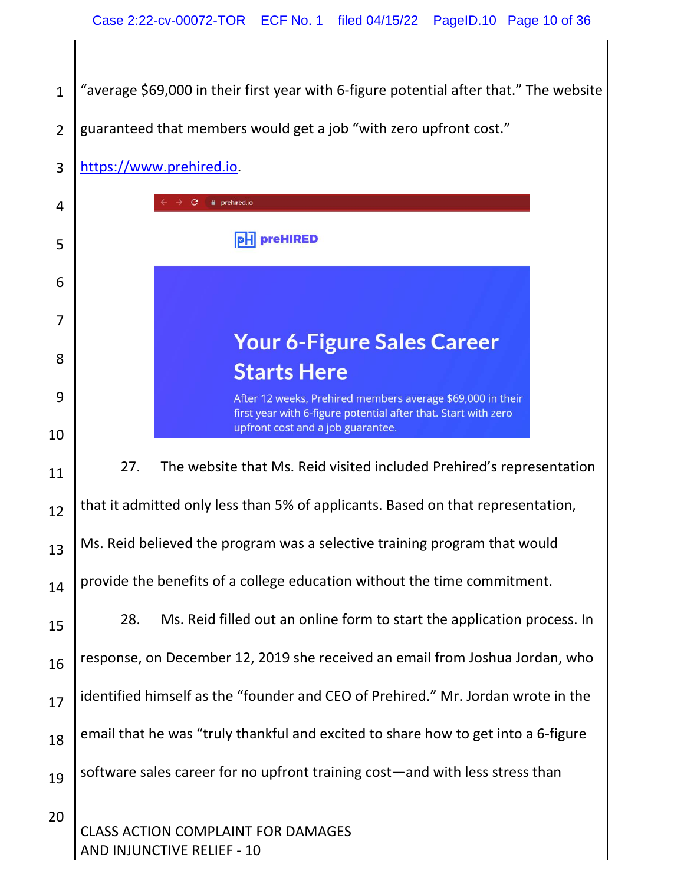"average $69,000 in their first year with 6-figure potential after that." The website guaranteed that members would get a job "with zero upfront cost." https://www.prehired.io.

prehired.io

preHIRED

Your 6-Figure Sales Career Starts Here

After 12 weeks, Prehired members average $69,000 in their first year with 6-figure potential after that. Start with zero upfront cost and a job guarantee.

27. The website that Ms. Reid visited included Prehired's representation that it admitted only less than 5% of applicants. Based on that representation, Ms. Reid believed the program was a selective training program that would provide the benefits of a college education without the time commitment.

28. Ms. Reid filled out an online form to start the application process. In response, on December 12, 2019 she received an email from Joshua Jordan, who identified himself as the "founder and CEO of Prehired." Mr. Jordan wrote in the email that he was "truly thankful and excited to share how to get into a 6-figure software sales career for no upfront training cost—and with less stress than

CLASS ACTION COMPLAINT FOR DAMAGES AND INJUNCTIVE RELIEF - 10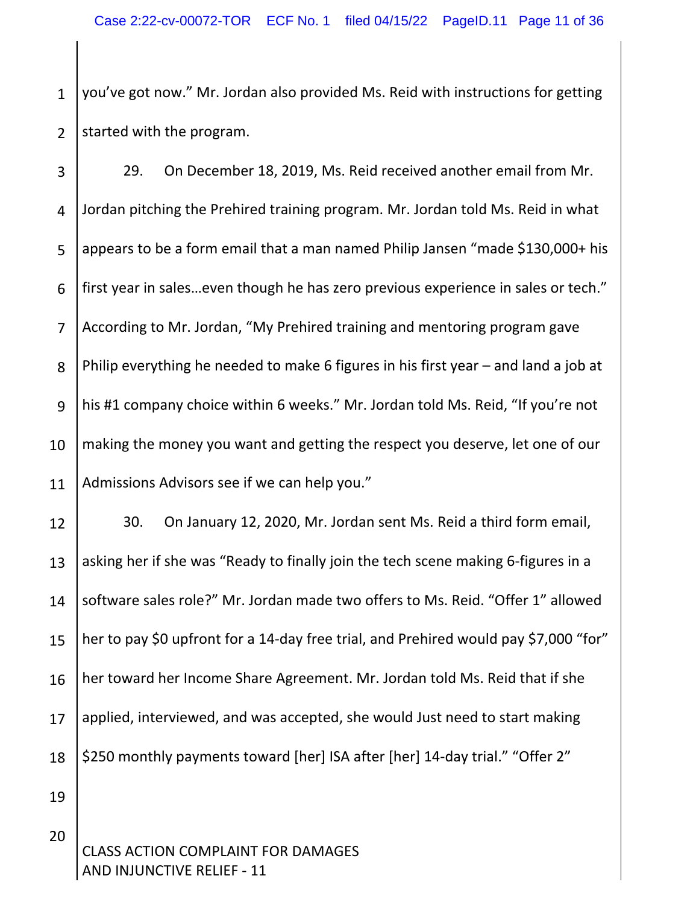you've got now." Mr. Jordan also provided Ms. Reid with instructions for getting started with the program.

29. On December 18, 2019, Ms. Reid received another email from Mr. Jordan pitching the Prehired training program. Mr. Jordan told Ms. Reid in what appears to be a form email that a man named Philip Jansen "made $130,000+ his first year in sales…even though he has zero previous experience in sales or tech." According to Mr. Jordan, "My Prehired training and mentoring program gave Philip everything he needed to make 6 figures in his first year – and land a job at his #1 company choice within 6 weeks." Mr. Jordan told Ms. Reid, "If you're not making the money you want and getting the respect you deserve, let one of our Admissions Advisors see if we can help you."

30. On January 12, 2020, Mr. Jordan sent Ms. Reid a third form email, asking her if she was "Ready to finally join the tech scene making 6-figures in a software sales role?" Mr. Jordan made two offers to Ms. Reid. "Offer 1" allowed her to pay $0 upfront for a 14-day free trial, and Prehired would pay $7,000 "for" her toward her Income Share Agreement. Mr. Jordan told Ms. Reid that if she applied, interviewed, and was accepted, she would Just need to start making $250 monthly payments toward [her] ISA after [her] 14-day trial." "Offer 2"

CLASS ACTION COMPLAINT FOR DAMAGES AND INJUNCTIVE RELIEF - 11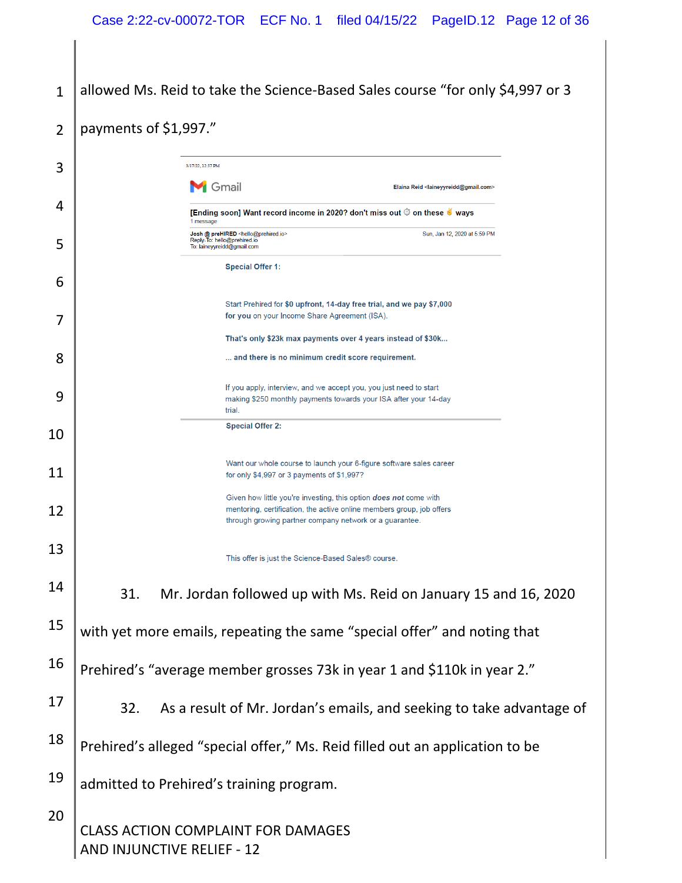allowed Ms. Reid to take the Science-Based Sales course "for only $4,997 or 3 payments of $1,997."

3/17/22, 12:57 PM

Gmail

Elaina Reid <laineyyreidd@gmail.com>

**[Ending soon] Want record income in 2020? don't miss out ⏱ on these ✌ ways**

1 message

**Josh @ preHIRED** <hello@prehired.io>
Reply-To: hello@prehired.io
To: laineyyreidd@gmail.com

Sun, Jan 12, 2020 at 5:59 PM

**Special Offer 1:**

Start Prehired for **$0 upfront, 14-day free trial, and we pay $7,000 for you** on your Income Share Agreement (ISA).

**That's only $23k max payments over 4 years instead of $30k...**

**... and there is no minimum credit score requirement.**

If you apply, interview, and we accept you, you just need to start making $250 monthly payments towards your ISA after your 14-day trial.

**Special Offer 2:**

Want our whole course to launch your 6-figure software sales career for only $4,997 or 3 payments of $1,997?

Given how little you're investing, this option ***does not*** come with mentoring, certification, the active online members group, job offers through growing partner company network or a guarantee.

This offer is just the Science-Based Sales® course.

31. Mr. Jordan followed up with Ms. Reid on January 15 and 16, 2020 with yet more emails, repeating the same "special offer" and noting that Prehired's "average member grosses 73k in year 1 and $110k in year 2."

32. As a result of Mr. Jordan's emails, and seeking to take advantage of Prehired's alleged "special offer," Ms. Reid filled out an application to be admitted to Prehired's training program.

CLASS ACTION COMPLAINT FOR DAMAGES AND INJUNCTIVE RELIEF - 12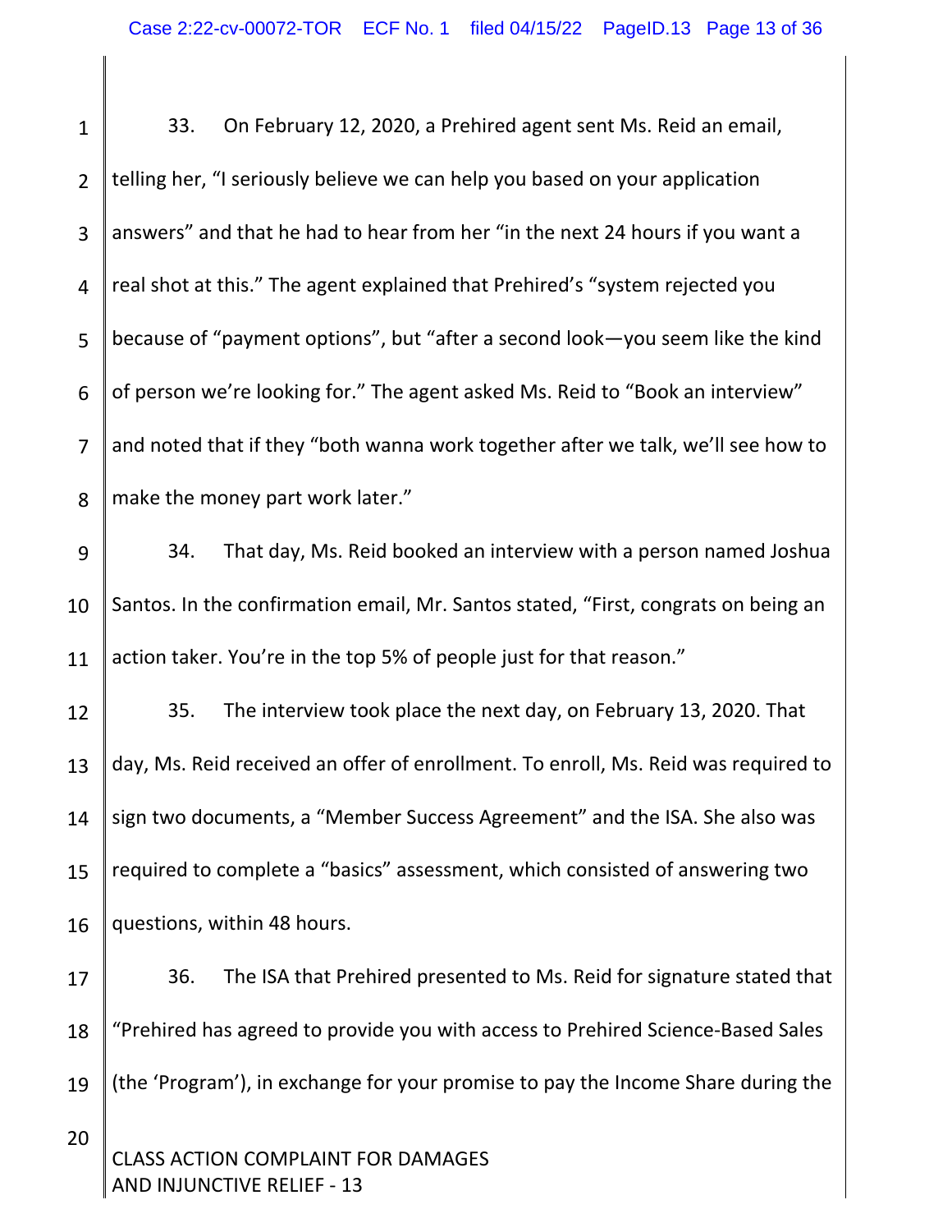33. On February 12, 2020, a Prehired agent sent Ms. Reid an email, telling her, "I seriously believe we can help you based on your application answers" and that he had to hear from her "in the next 24 hours if you want a real shot at this." The agent explained that Prehired's "system rejected you because of "payment options", but "after a second look—you seem like the kind of person we're looking for." The agent asked Ms. Reid to "Book an interview" and noted that if they "both wanna work together after we talk, we'll see how to make the money part work later."

34. That day, Ms. Reid booked an interview with a person named Joshua Santos. In the confirmation email, Mr. Santos stated, "First, congrats on being an action taker. You're in the top 5% of people just for that reason."

35. The interview took place the next day, on February 13, 2020. That day, Ms. Reid received an offer of enrollment. To enroll, Ms. Reid was required to sign two documents, a "Member Success Agreement" and the ISA. She also was required to complete a "basics" assessment, which consisted of answering two questions, within 48 hours.

36. The ISA that Prehired presented to Ms. Reid for signature stated that "Prehired has agreed to provide you with access to Prehired Science-Based Sales (the 'Program'), in exchange for your promise to pay the Income Share during the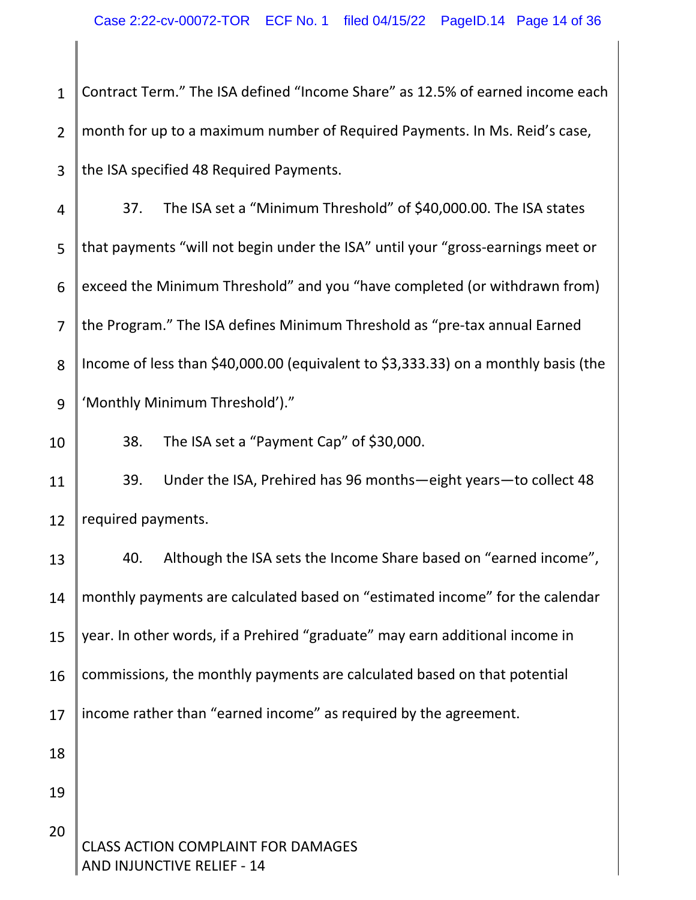Contract Term." The ISA defined "Income Share" as 12.5% of earned income each month for up to a maximum number of Required Payments. In Ms. Reid's case, the ISA specified 48 Required Payments.

37. The ISA set a "Minimum Threshold" of $40,000.00. The ISA states that payments "will not begin under the ISA" until your "gross-earnings meet or exceed the Minimum Threshold" and you "have completed (or withdrawn from) the Program." The ISA defines Minimum Threshold as "pre-tax annual Earned Income of less than $40,000.00 (equivalent to $3,333.33) on a monthly basis (the 'Monthly Minimum Threshold')."

38. The ISA set a "Payment Cap" of $30,000.

39. Under the ISA, Prehired has 96 months—eight years—to collect 48 required payments.

40. Although the ISA sets the Income Share based on "earned income", monthly payments are calculated based on "estimated income" for the calendar year. In other words, if a Prehired "graduate" may earn additional income in commissions, the monthly payments are calculated based on that potential income rather than "earned income" as required by the agreement.

CLASS ACTION COMPLAINT FOR DAMAGES AND INJUNCTIVE RELIEF - 14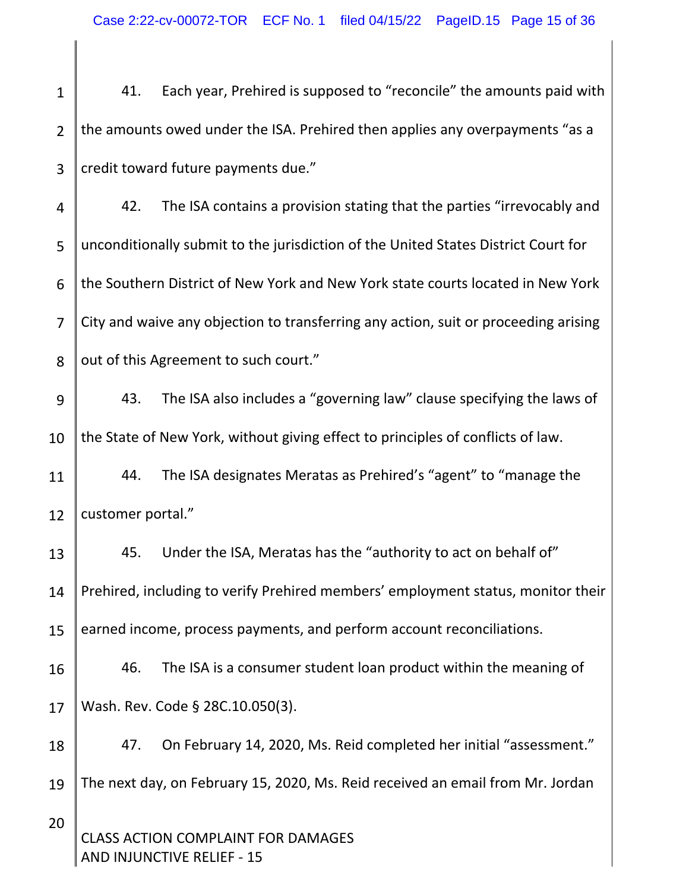41. Each year, Prehired is supposed to "reconcile" the amounts paid with the amounts owed under the ISA. Prehired then applies any overpayments "as a credit toward future payments due."

42. The ISA contains a provision stating that the parties "irrevocably and unconditionally submit to the jurisdiction of the United States District Court for the Southern District of New York and New York state courts located in New York City and waive any objection to transferring any action, suit or proceeding arising out of this Agreement to such court."

43. The ISA also includes a "governing law" clause specifying the laws of the State of New York, without giving effect to principles of conflicts of law.

44. The ISA designates Meratas as Prehired's "agent" to "manage the customer portal."

45. Under the ISA, Meratas has the "authority to act on behalf of" Prehired, including to verify Prehired members' employment status, monitor their earned income, process payments, and perform account reconciliations.

46. The ISA is a consumer student loan product within the meaning of Wash. Rev. Code § 28C.10.050(3).

47. On February 14, 2020, Ms. Reid completed her initial "assessment." The next day, on February 15, 2020, Ms. Reid received an email from Mr. Jordan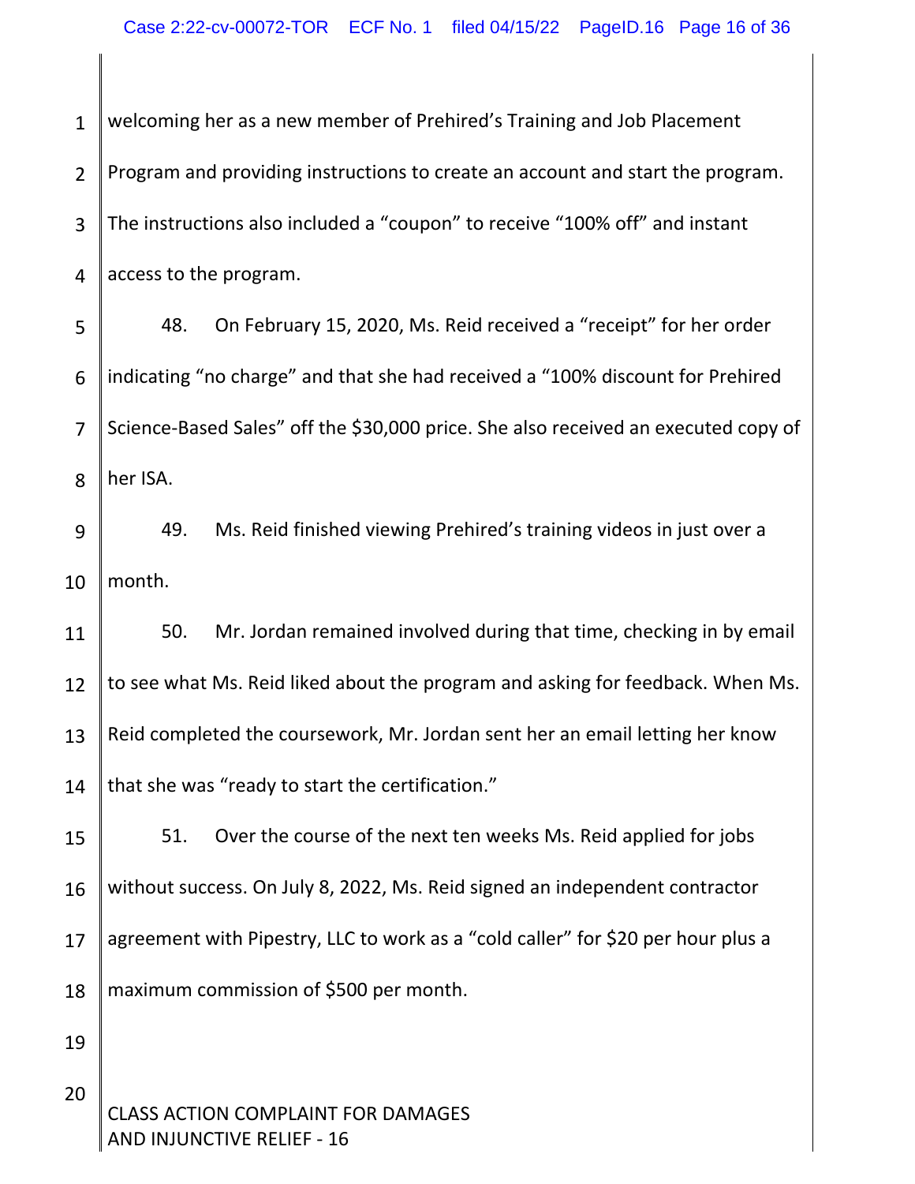welcoming her as a new member of Prehired's Training and Job Placement Program and providing instructions to create an account and start the program. The instructions also included a "coupon" to receive "100% off" and instant access to the program.

48. On February 15, 2020, Ms. Reid received a "receipt" for her order indicating "no charge" and that she had received a "100% discount for Prehired Science-Based Sales" off the $30,000 price. She also received an executed copy of her ISA.

49. Ms. Reid finished viewing Prehired's training videos in just over a month.

50. Mr. Jordan remained involved during that time, checking in by email to see what Ms. Reid liked about the program and asking for feedback. When Ms. Reid completed the coursework, Mr. Jordan sent her an email letting her know that she was "ready to start the certification."

51. Over the course of the next ten weeks Ms. Reid applied for jobs without success. On July 8, 2022, Ms. Reid signed an independent contractor agreement with Pipestry, LLC to work as a "cold caller" for $20 per hour plus a maximum commission of $500 per month.

CLASS ACTION COMPLAINT FOR DAMAGES AND INJUNCTIVE RELIEF - 16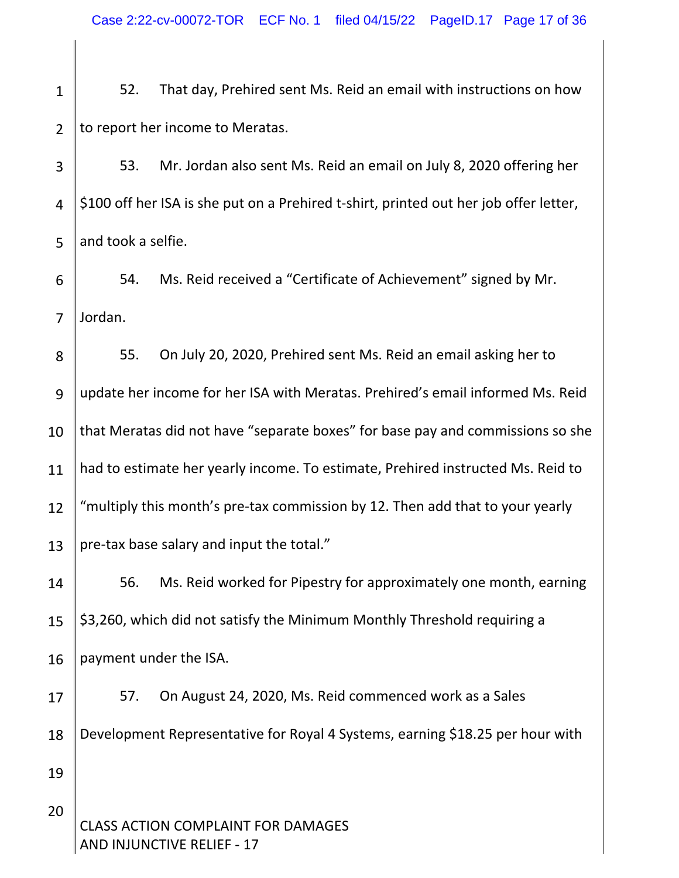52. That day, Prehired sent Ms. Reid an email with instructions on how to report her income to Meratas.

53. Mr. Jordan also sent Ms. Reid an email on July 8, 2020 offering her $100 off her ISA is she put on a Prehired t-shirt, printed out her job offer letter, and took a selfie.

54. Ms. Reid received a "Certificate of Achievement" signed by Mr. Jordan.

55. On July 20, 2020, Prehired sent Ms. Reid an email asking her to update her income for her ISA with Meratas. Prehired's email informed Ms. Reid that Meratas did not have "separate boxes" for base pay and commissions so she had to estimate her yearly income. To estimate, Prehired instructed Ms. Reid to "multiply this month's pre-tax commission by 12. Then add that to your yearly pre-tax base salary and input the total."

56. Ms. Reid worked for Pipestry for approximately one month, earning $3,260, which did not satisfy the Minimum Monthly Threshold requiring a payment under the ISA.

57. On August 24, 2020, Ms. Reid commenced work as a Sales Development Representative for Royal 4 Systems, earning $18.25 per hour with

CLASS ACTION COMPLAINT FOR DAMAGES AND INJUNCTIVE RELIEF - 17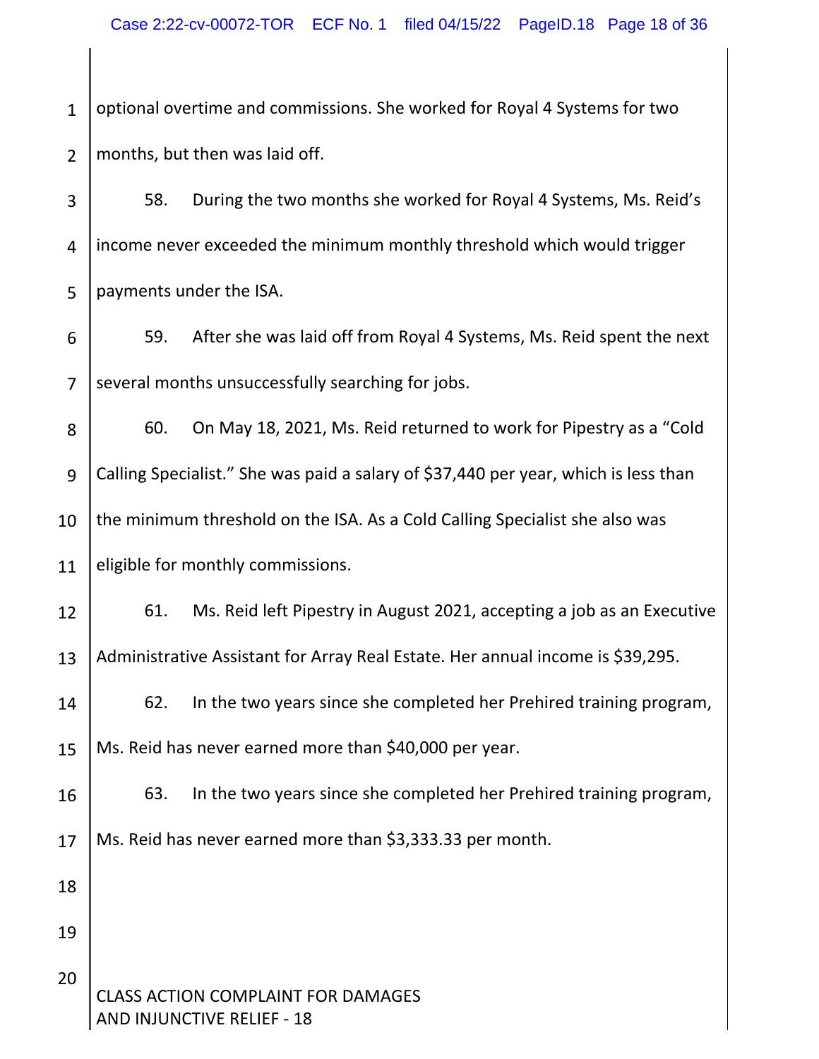optional overtime and commissions. She worked for Royal 4 Systems for two months, but then was laid off.

58. During the two months she worked for Royal 4 Systems, Ms. Reid's income never exceeded the minimum monthly threshold which would trigger payments under the ISA.

59. After she was laid off from Royal 4 Systems, Ms. Reid spent the next several months unsuccessfully searching for jobs.

60. On May 18, 2021, Ms. Reid returned to work for Pipestry as a "Cold Calling Specialist." She was paid a salary of $37,440 per year, which is less than the minimum threshold on the ISA. As a Cold Calling Specialist she also was eligible for monthly commissions.

61. Ms. Reid left Pipestry in August 2021, accepting a job as an Executive Administrative Assistant for Array Real Estate. Her annual income is $39,295.

62. In the two years since she completed her Prehired training program, Ms. Reid has never earned more than $40,000 per year.

63. In the two years since she completed her Prehired training program, Ms. Reid has never earned more than $3,333.33 per month.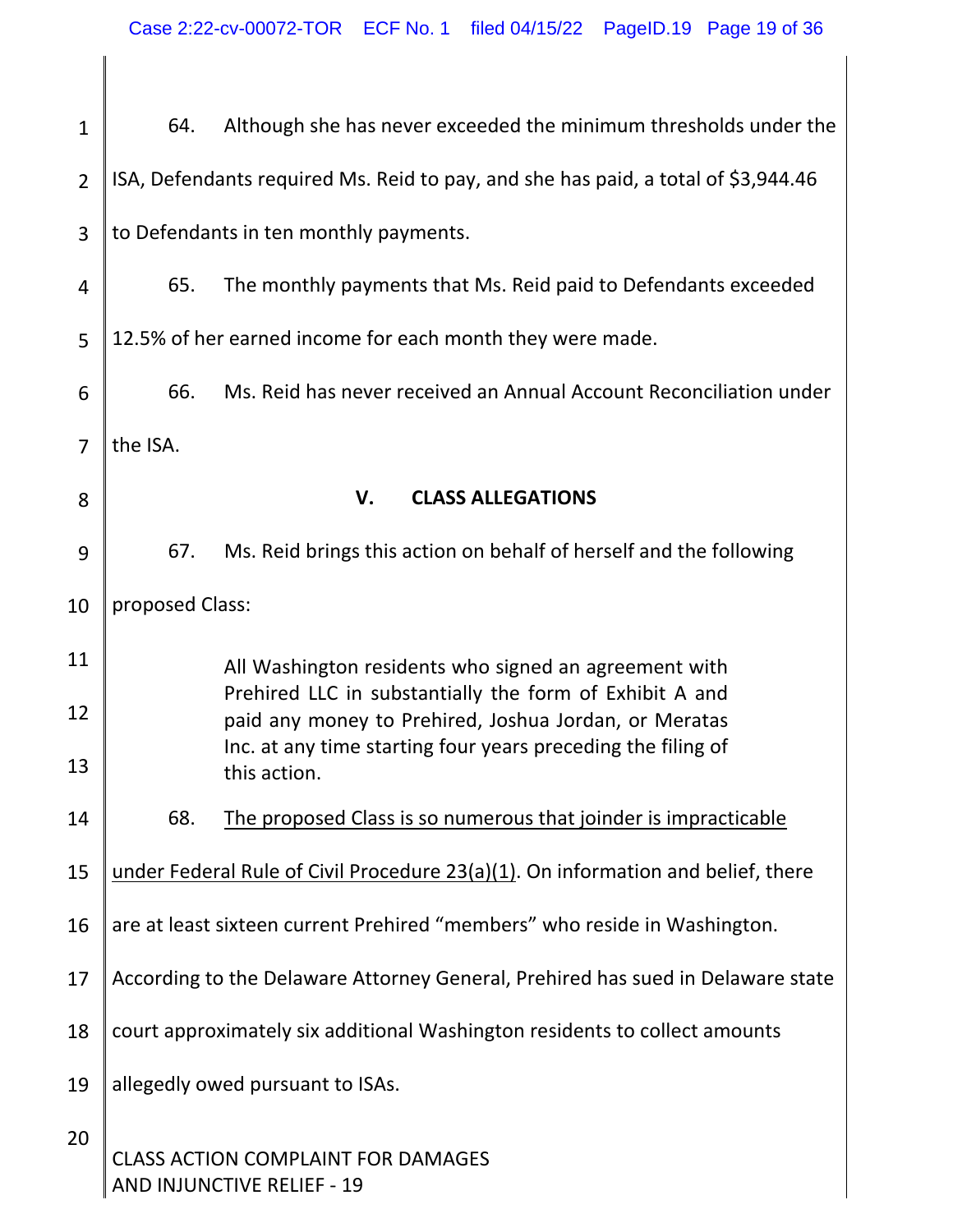64. Although she has never exceeded the minimum thresholds under the ISA, Defendants required Ms. Reid to pay, and she has paid, a total of $3,944.46 to Defendants in ten monthly payments.

65. The monthly payments that Ms. Reid paid to Defendants exceeded 12.5% of her earned income for each month they were made.

66. Ms. Reid has never received an Annual Account Reconciliation under the ISA.

## V. CLASS ALLEGATIONS

67. Ms. Reid brings this action on behalf of herself and the following proposed Class:

> All Washington residents who signed an agreement with Prehired LLC in substantially the form of Exhibit A and paid any money to Prehired, Joshua Jordan, or Meratas Inc. at any time starting four years preceding the filing of this action.

68. <u>The proposed Class is so numerous that joinder is impracticable under Federal Rule of Civil Procedure 23(a)(1)</u>. On information and belief, there are at least sixteen current Prehired "members" who reside in Washington. According to the Delaware Attorney General, Prehired has sued in Delaware state court approximately six additional Washington residents to collect amounts allegedly owed pursuant to ISAs.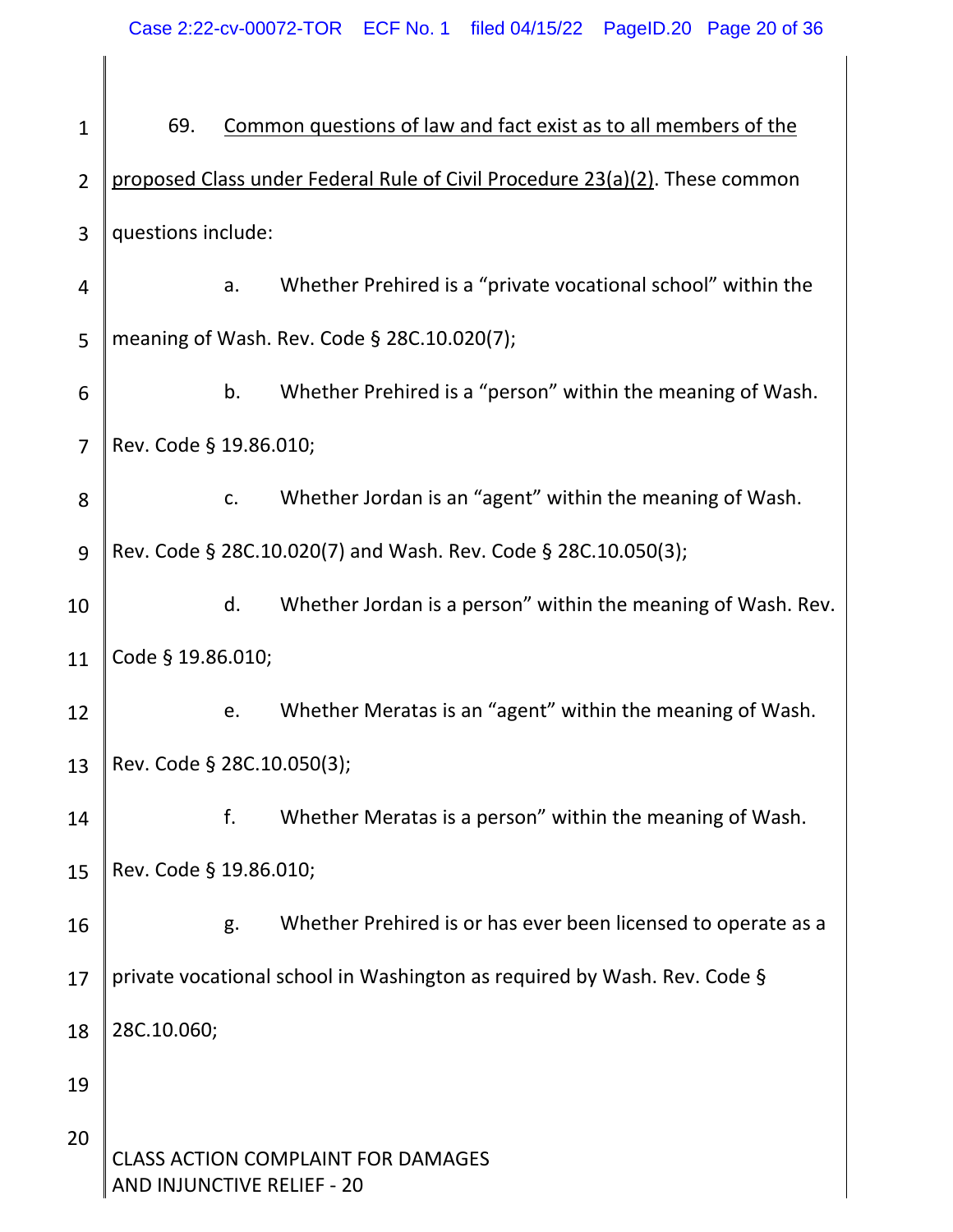69. <u>Common questions of law and fact exist as to all members of the proposed Class under Federal Rule of Civil Procedure 23(a)(2)</u>. These common questions include:

a. Whether Prehired is a “private vocational school” within the meaning of Wash. Rev. Code § 28C.10.020(7);

b. Whether Prehired is a “person” within the meaning of Wash. Rev. Code § 19.86.010;

c. Whether Jordan is an “agent” within the meaning of Wash. Rev. Code § 28C.10.020(7) and Wash. Rev. Code § 28C.10.050(3);

d. Whether Jordan is a person” within the meaning of Wash. Rev. Code § 19.86.010;

e. Whether Meratas is an “agent” within the meaning of Wash. Rev. Code § 28C.10.050(3);

f. Whether Meratas is a person” within the meaning of Wash. Rev. Code § 19.86.010;

g. Whether Prehired is or has ever been licensed to operate as a private vocational school in Washington as required by Wash. Rev. Code § 28C.10.060;

CLASS ACTION COMPLAINT FOR DAMAGES AND INJUNCTIVE RELIEF - 20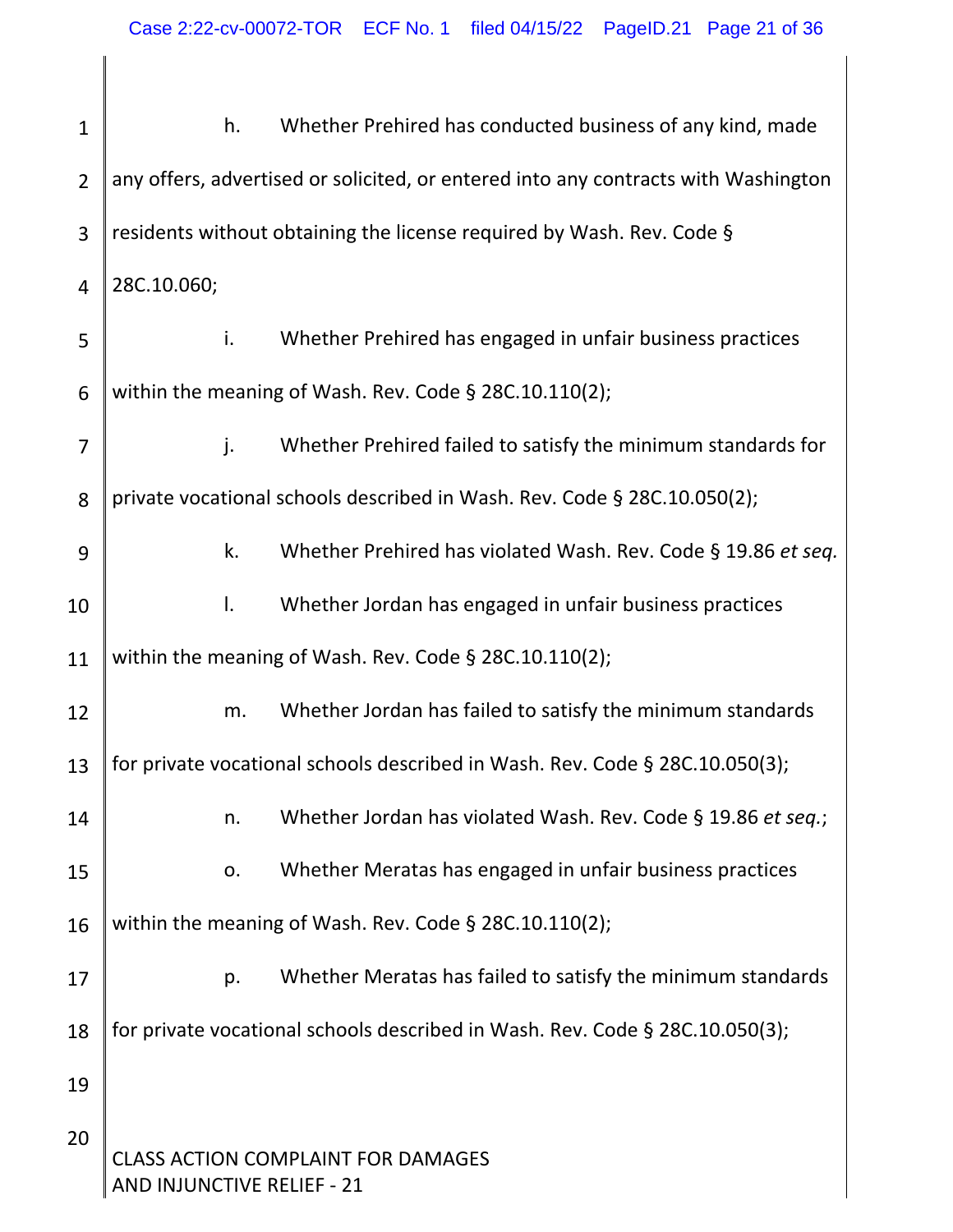h. Whether Prehired has conducted business of any kind, made any offers, advertised or solicited, or entered into any contracts with Washington residents without obtaining the license required by Wash. Rev. Code § 28C.10.060;

i. Whether Prehired has engaged in unfair business practices within the meaning of Wash. Rev. Code § 28C.10.110(2);

j. Whether Prehired failed to satisfy the minimum standards for private vocational schools described in Wash. Rev. Code § 28C.10.050(2);

k. Whether Prehired has violated Wash. Rev. Code § 19.86 *et seq.*

l. Whether Jordan has engaged in unfair business practices within the meaning of Wash. Rev. Code § 28C.10.110(2);

m. Whether Jordan has failed to satisfy the minimum standards for private vocational schools described in Wash. Rev. Code § 28C.10.050(3);

n. Whether Jordan has violated Wash. Rev. Code § 19.86 *et seq.*;

o. Whether Meratas has engaged in unfair business practices within the meaning of Wash. Rev. Code § 28C.10.110(2);

p. Whether Meratas has failed to satisfy the minimum standards for private vocational schools described in Wash. Rev. Code § 28C.10.050(3);

CLASS ACTION COMPLAINT FOR DAMAGES AND INJUNCTIVE RELIEF - 21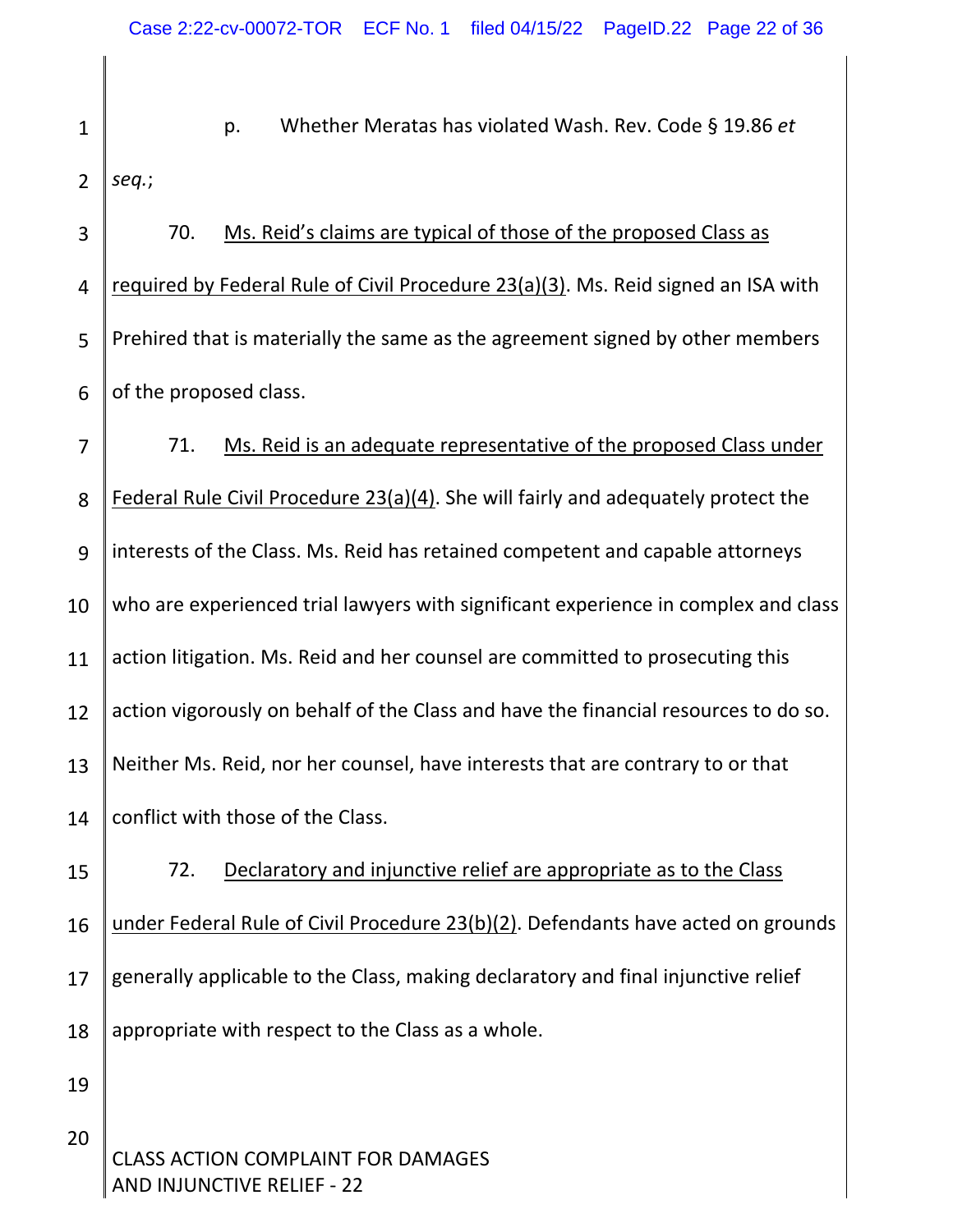p. Whether Meratas has violated Wash. Rev. Code § 19.86 *et seq.*;

70. Ms. Reid's claims are typical of those of the proposed Class as required by Federal Rule of Civil Procedure 23(a)(3). Ms. Reid signed an ISA with Prehired that is materially the same as the agreement signed by other members of the proposed class.

71. Ms. Reid is an adequate representative of the proposed Class under Federal Rule Civil Procedure 23(a)(4). She will fairly and adequately protect the interests of the Class. Ms. Reid has retained competent and capable attorneys who are experienced trial lawyers with significant experience in complex and class action litigation. Ms. Reid and her counsel are committed to prosecuting this action vigorously on behalf of the Class and have the financial resources to do so. Neither Ms. Reid, nor her counsel, have interests that are contrary to or that conflict with those of the Class.

72. Declaratory and injunctive relief are appropriate as to the Class under Federal Rule of Civil Procedure 23(b)(2). Defendants have acted on grounds generally applicable to the Class, making declaratory and final injunctive relief appropriate with respect to the Class as a whole.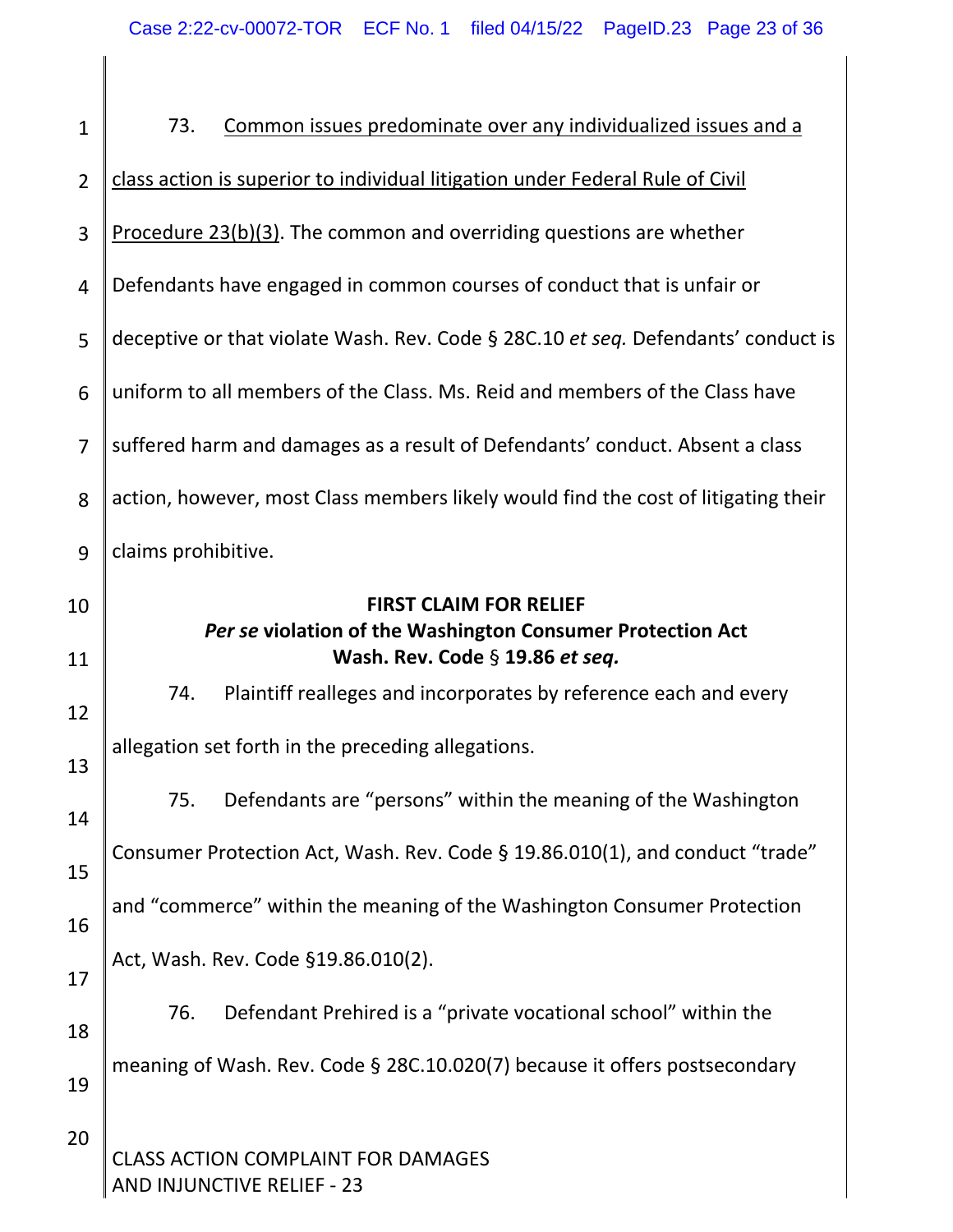73. Common issues predominate over any individualized issues and a class action is superior to individual litigation under Federal Rule of Civil Procedure 23(b)(3). The common and overriding questions are whether Defendants have engaged in common courses of conduct that is unfair or deceptive or that violate Wash. Rev. Code § 28C.10 *et seq.* Defendants' conduct is uniform to all members of the Class. Ms. Reid and members of the Class have suffered harm and damages as a result of Defendants' conduct. Absent a class action, however, most Class members likely would find the cost of litigating their claims prohibitive.

## FIRST CLAIM FOR RELIEF
## ***Per se* violation of the Washington Consumer Protection Act**
## **Wash. Rev. Code § 19.86 *et seq.***

74. Plaintiff realleges and incorporates by reference each and every allegation set forth in the preceding allegations.

75. Defendants are "persons" within the meaning of the Washington Consumer Protection Act, Wash. Rev. Code § 19.86.010(1), and conduct "trade" and "commerce" within the meaning of the Washington Consumer Protection Act, Wash. Rev. Code §19.86.010(2).

76. Defendant Prehired is a "private vocational school" within the meaning of Wash. Rev. Code § 28C.10.020(7) because it offers postsecondary

CLASS ACTION COMPLAINT FOR DAMAGES AND INJUNCTIVE RELIEF - 23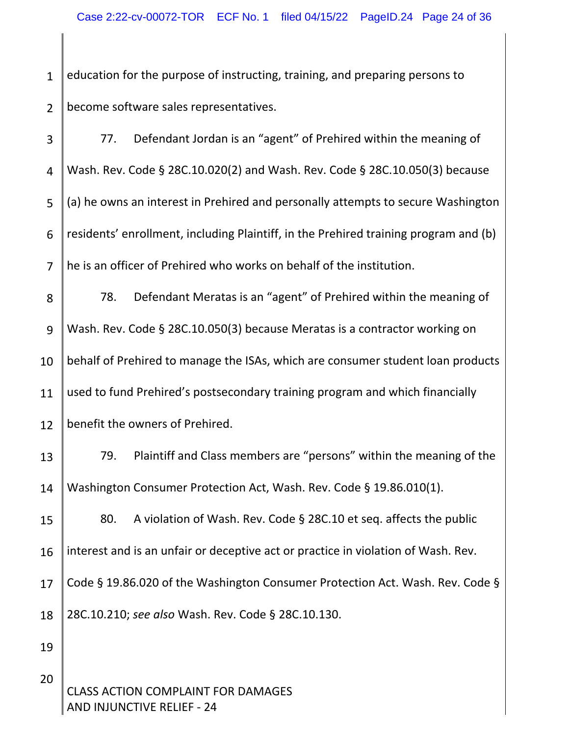education for the purpose of instructing, training, and preparing persons to become software sales representatives.

77. Defendant Jordan is an "agent" of Prehired within the meaning of Wash. Rev. Code § 28C.10.020(2) and Wash. Rev. Code § 28C.10.050(3) because (a) he owns an interest in Prehired and personally attempts to secure Washington residents' enrollment, including Plaintiff, in the Prehired training program and (b) he is an officer of Prehired who works on behalf of the institution.

78. Defendant Meratas is an "agent" of Prehired within the meaning of Wash. Rev. Code § 28C.10.050(3) because Meratas is a contractor working on behalf of Prehired to manage the ISAs, which are consumer student loan products used to fund Prehired's postsecondary training program and which financially benefit the owners of Prehired.

79. Plaintiff and Class members are "persons" within the meaning of the Washington Consumer Protection Act, Wash. Rev. Code § 19.86.010(1).

80. A violation of Wash. Rev. Code § 28C.10 et seq. affects the public interest and is an unfair or deceptive act or practice in violation of Wash. Rev. Code § 19.86.020 of the Washington Consumer Protection Act. Wash. Rev. Code § 28C.10.210; *see also* Wash. Rev. Code § 28C.10.130.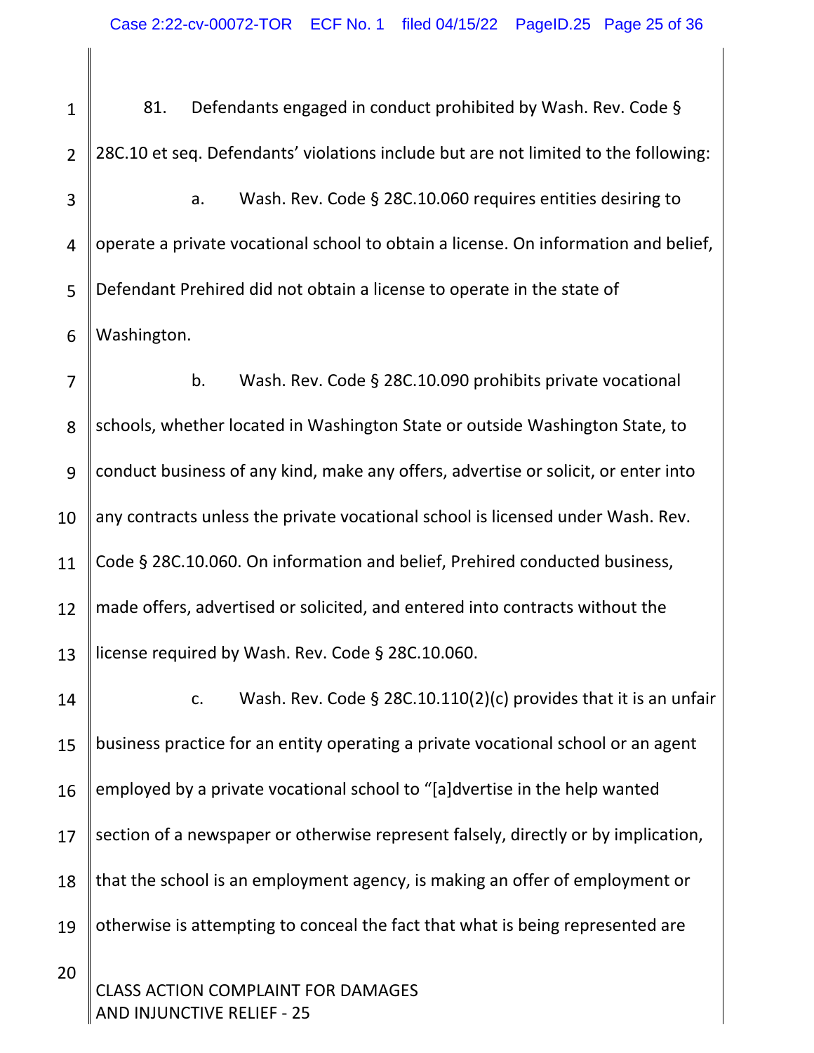81. Defendants engaged in conduct prohibited by Wash. Rev. Code § 28C.10 et seq. Defendants' violations include but are not limited to the following:

a. Wash. Rev. Code § 28C.10.060 requires entities desiring to operate a private vocational school to obtain a license. On information and belief, Defendant Prehired did not obtain a license to operate in the state of Washington.

b. Wash. Rev. Code § 28C.10.090 prohibits private vocational schools, whether located in Washington State or outside Washington State, to conduct business of any kind, make any offers, advertise or solicit, or enter into any contracts unless the private vocational school is licensed under Wash. Rev. Code § 28C.10.060. On information and belief, Prehired conducted business, made offers, advertised or solicited, and entered into contracts without the license required by Wash. Rev. Code § 28C.10.060.

c. Wash. Rev. Code § 28C.10.110(2)(c) provides that it is an unfair business practice for an entity operating a private vocational school or an agent employed by a private vocational school to "[a]dvertise in the help wanted section of a newspaper or otherwise represent falsely, directly or by implication, that the school is an employment agency, is making an offer of employment or otherwise is attempting to conceal the fact that what is being represented are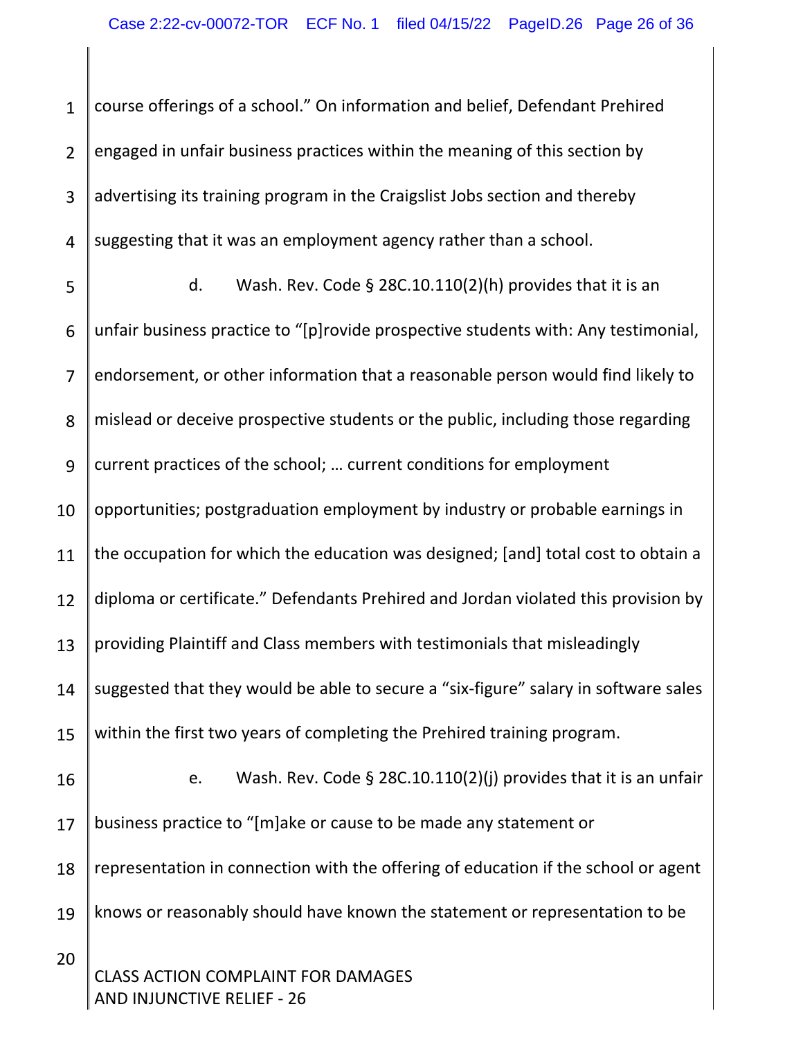course offerings of a school." On information and belief, Defendant Prehired engaged in unfair business practices within the meaning of this section by advertising its training program in the Craigslist Jobs section and thereby suggesting that it was an employment agency rather than a school.

d. Wash. Rev. Code § 28C.10.110(2)(h) provides that it is an unfair business practice to "[p]rovide prospective students with: Any testimonial, endorsement, or other information that a reasonable person would find likely to mislead or deceive prospective students or the public, including those regarding current practices of the school; … current conditions for employment opportunities; postgraduation employment by industry or probable earnings in the occupation for which the education was designed; [and] total cost to obtain a diploma or certificate." Defendants Prehired and Jordan violated this provision by providing Plaintiff and Class members with testimonials that misleadingly suggested that they would be able to secure a "six-figure" salary in software sales within the first two years of completing the Prehired training program.

e. Wash. Rev. Code § 28C.10.110(2)(j) provides that it is an unfair business practice to "[m]ake or cause to be made any statement or representation in connection with the offering of education if the school or agent knows or reasonably should have known the statement or representation to be

CLASS ACTION COMPLAINT FOR DAMAGES AND INJUNCTIVE RELIEF - 26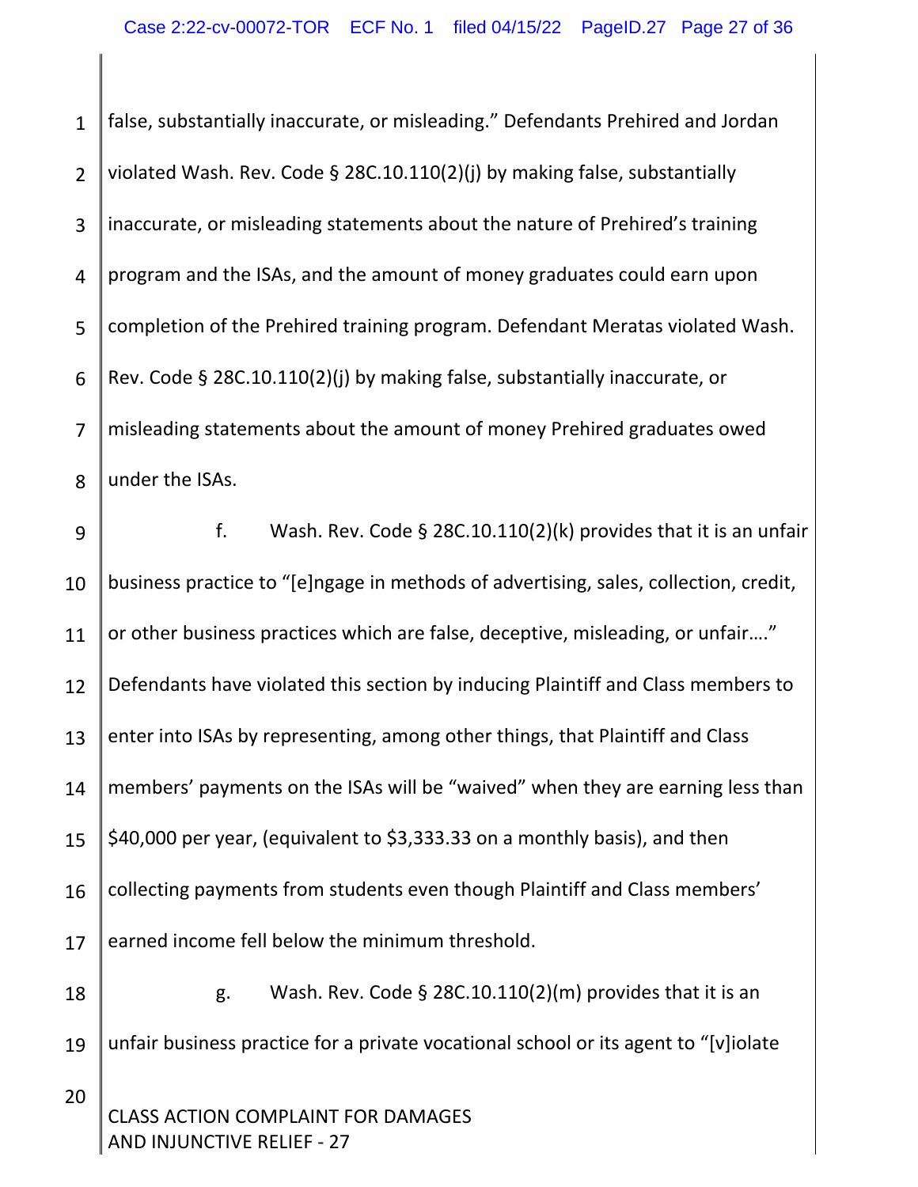false, substantially inaccurate, or misleading." Defendants Prehired and Jordan violated Wash. Rev. Code § 28C.10.110(2)(j) by making false, substantially inaccurate, or misleading statements about the nature of Prehired's training program and the ISAs, and the amount of money graduates could earn upon completion of the Prehired training program. Defendant Meratas violated Wash. Rev. Code § 28C.10.110(2)(j) by making false, substantially inaccurate, or misleading statements about the amount of money Prehired graduates owed under the ISAs.

f. Wash. Rev. Code § 28C.10.110(2)(k) provides that it is an unfair business practice to "[e]ngage in methods of advertising, sales, collection, credit, or other business practices which are false, deceptive, misleading, or unfair…." Defendants have violated this section by inducing Plaintiff and Class members to enter into ISAs by representing, among other things, that Plaintiff and Class members' payments on the ISAs will be "waived" when they are earning less than $40,000 per year, (equivalent to $3,333.33 on a monthly basis), and then collecting payments from students even though Plaintiff and Class members' earned income fell below the minimum threshold.

g. Wash. Rev. Code § 28C.10.110(2)(m) provides that it is an unfair business practice for a private vocational school or its agent to "[v]iolate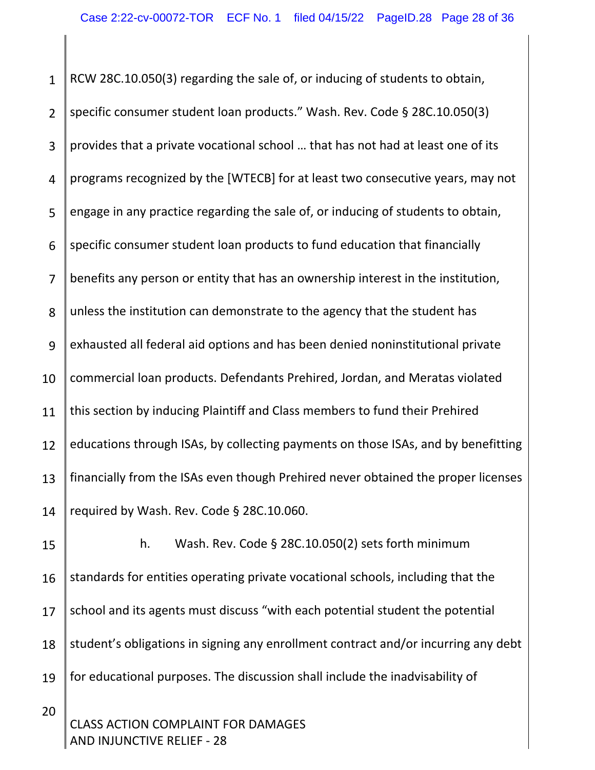RCW 28C.10.050(3) regarding the sale of, or inducing of students to obtain, specific consumer student loan products." Wash. Rev. Code § 28C.10.050(3) provides that a private vocational school … that has not had at least one of its programs recognized by the [WTECB] for at least two consecutive years, may not engage in any practice regarding the sale of, or inducing of students to obtain, specific consumer student loan products to fund education that financially benefits any person or entity that has an ownership interest in the institution, unless the institution can demonstrate to the agency that the student has exhausted all federal aid options and has been denied noninstitutional private commercial loan products. Defendants Prehired, Jordan, and Meratas violated this section by inducing Plaintiff and Class members to fund their Prehired educations through ISAs, by collecting payments on those ISAs, and by benefitting financially from the ISAs even though Prehired never obtained the proper licenses required by Wash. Rev. Code § 28C.10.060.

h. Wash. Rev. Code § 28C.10.050(2) sets forth minimum standards for entities operating private vocational schools, including that the school and its agents must discuss "with each potential student the potential student's obligations in signing any enrollment contract and/or incurring any debt for educational purposes. The discussion shall include the inadvisability of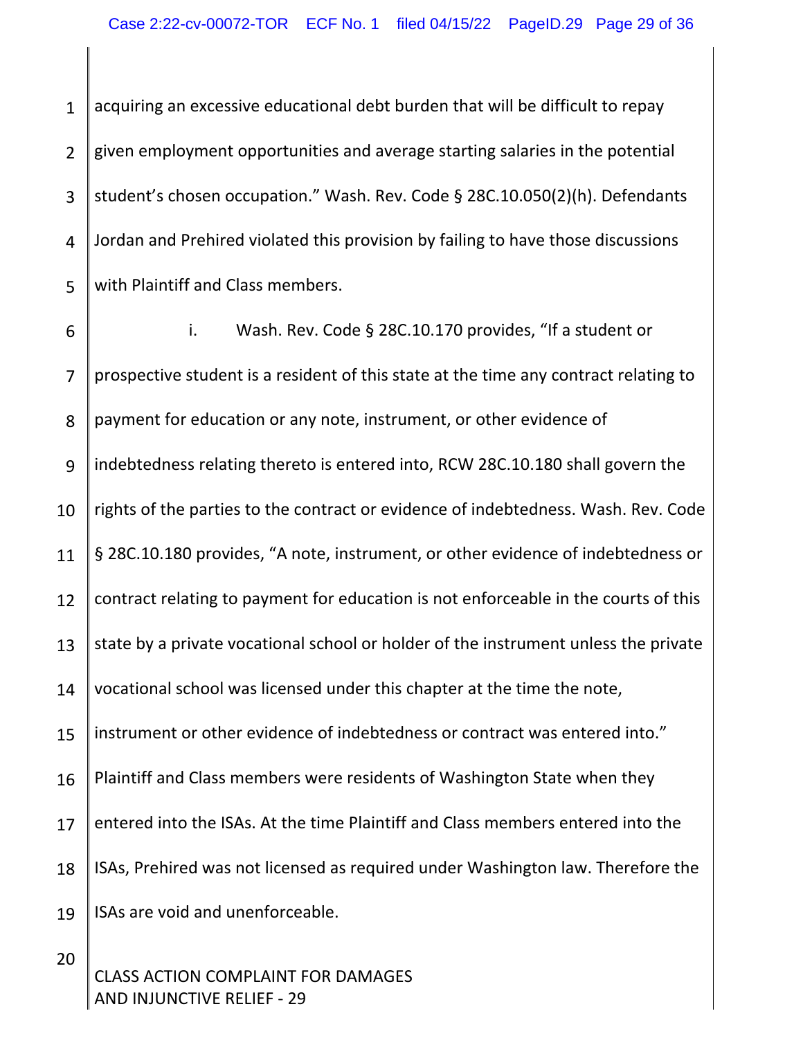acquiring an excessive educational debt burden that will be difficult to repay given employment opportunities and average starting salaries in the potential student's chosen occupation." Wash. Rev. Code § 28C.10.050(2)(h). Defendants Jordan and Prehired violated this provision by failing to have those discussions with Plaintiff and Class members.

i. Wash. Rev. Code § 28C.10.170 provides, "If a student or prospective student is a resident of this state at the time any contract relating to payment for education or any note, instrument, or other evidence of indebtedness relating thereto is entered into, RCW 28C.10.180 shall govern the rights of the parties to the contract or evidence of indebtedness. Wash. Rev. Code § 28C.10.180 provides, "A note, instrument, or other evidence of indebtedness or contract relating to payment for education is not enforceable in the courts of this state by a private vocational school or holder of the instrument unless the private vocational school was licensed under this chapter at the time the note, instrument or other evidence of indebtedness or contract was entered into." Plaintiff and Class members were residents of Washington State when they entered into the ISAs. At the time Plaintiff and Class members entered into the ISAs, Prehired was not licensed as required under Washington law. Therefore the ISAs are void and unenforceable.

CLASS ACTION COMPLAINT FOR DAMAGES AND INJUNCTIVE RELIEF - 29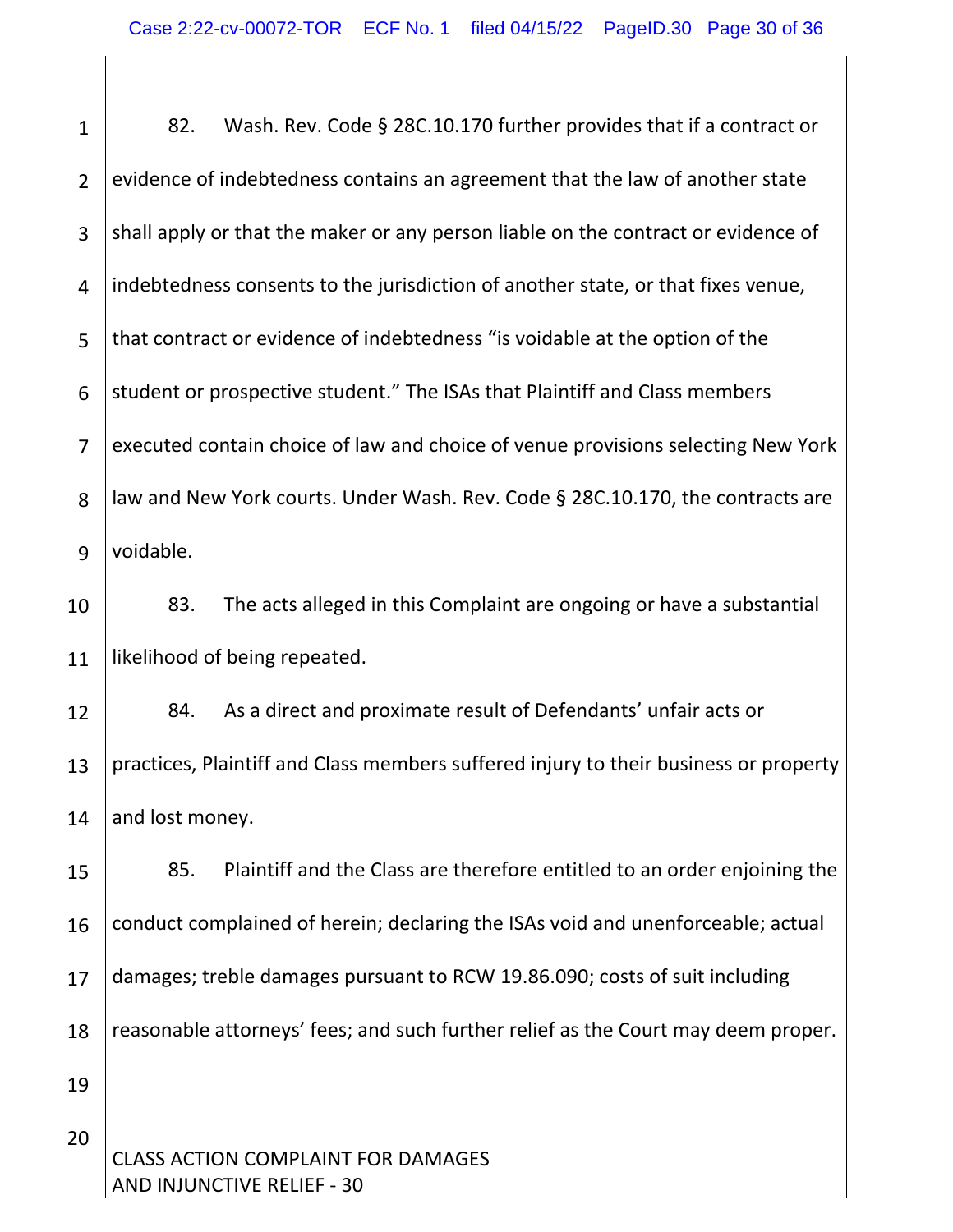82. Wash. Rev. Code § 28C.10.170 further provides that if a contract or evidence of indebtedness contains an agreement that the law of another state shall apply or that the maker or any person liable on the contract or evidence of indebtedness consents to the jurisdiction of another state, or that fixes venue, that contract or evidence of indebtedness "is voidable at the option of the student or prospective student." The ISAs that Plaintiff and Class members executed contain choice of law and choice of venue provisions selecting New York law and New York courts. Under Wash. Rev. Code § 28C.10.170, the contracts are voidable.

83. The acts alleged in this Complaint are ongoing or have a substantial likelihood of being repeated.

84. As a direct and proximate result of Defendants' unfair acts or practices, Plaintiff and Class members suffered injury to their business or property and lost money.

85. Plaintiff and the Class are therefore entitled to an order enjoining the conduct complained of herein; declaring the ISAs void and unenforceable; actual damages; treble damages pursuant to RCW 19.86.090; costs of suit including reasonable attorneys' fees; and such further relief as the Court may deem proper.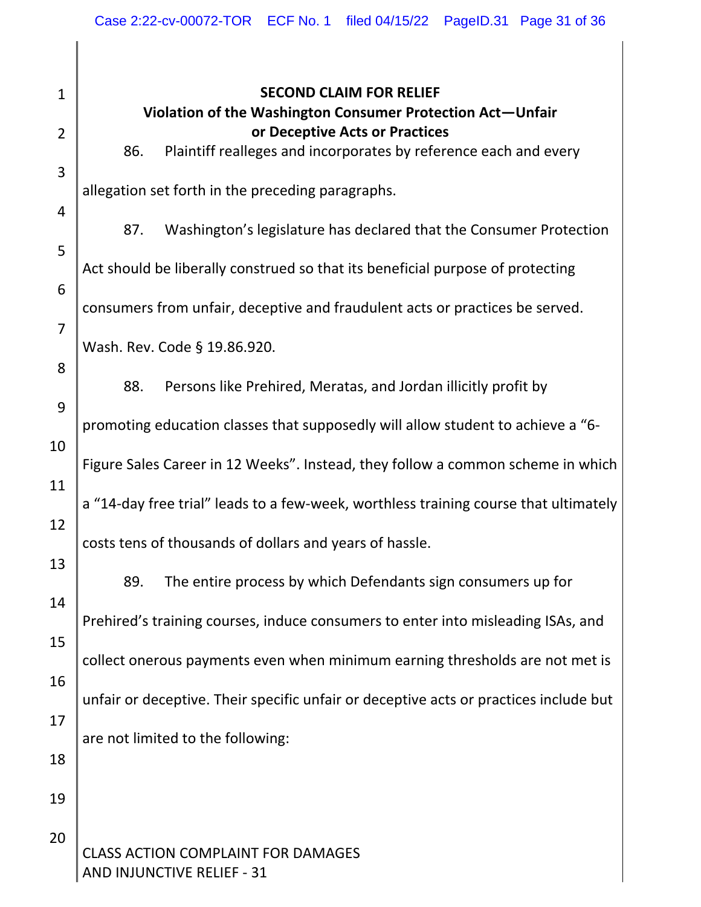**SECOND CLAIM FOR RELIEF**
**Violation of the Washington Consumer Protection Act—Unfair or Deceptive Acts or Practices**

86. Plaintiff realleges and incorporates by reference each and every allegation set forth in the preceding paragraphs.

87. Washington's legislature has declared that the Consumer Protection Act should be liberally construed so that its beneficial purpose of protecting consumers from unfair, deceptive and fraudulent acts or practices be served. Wash. Rev. Code § 19.86.920.

88. Persons like Prehired, Meratas, and Jordan illicitly profit by promoting education classes that supposedly will allow student to achieve a "6-Figure Sales Career in 12 Weeks". Instead, they follow a common scheme in which a "14-day free trial" leads to a few-week, worthless training course that ultimately costs tens of thousands of dollars and years of hassle.

89. The entire process by which Defendants sign consumers up for Prehired's training courses, induce consumers to enter into misleading ISAs, and collect onerous payments even when minimum earning thresholds are not met is unfair or deceptive. Their specific unfair or deceptive acts or practices include but are not limited to the following: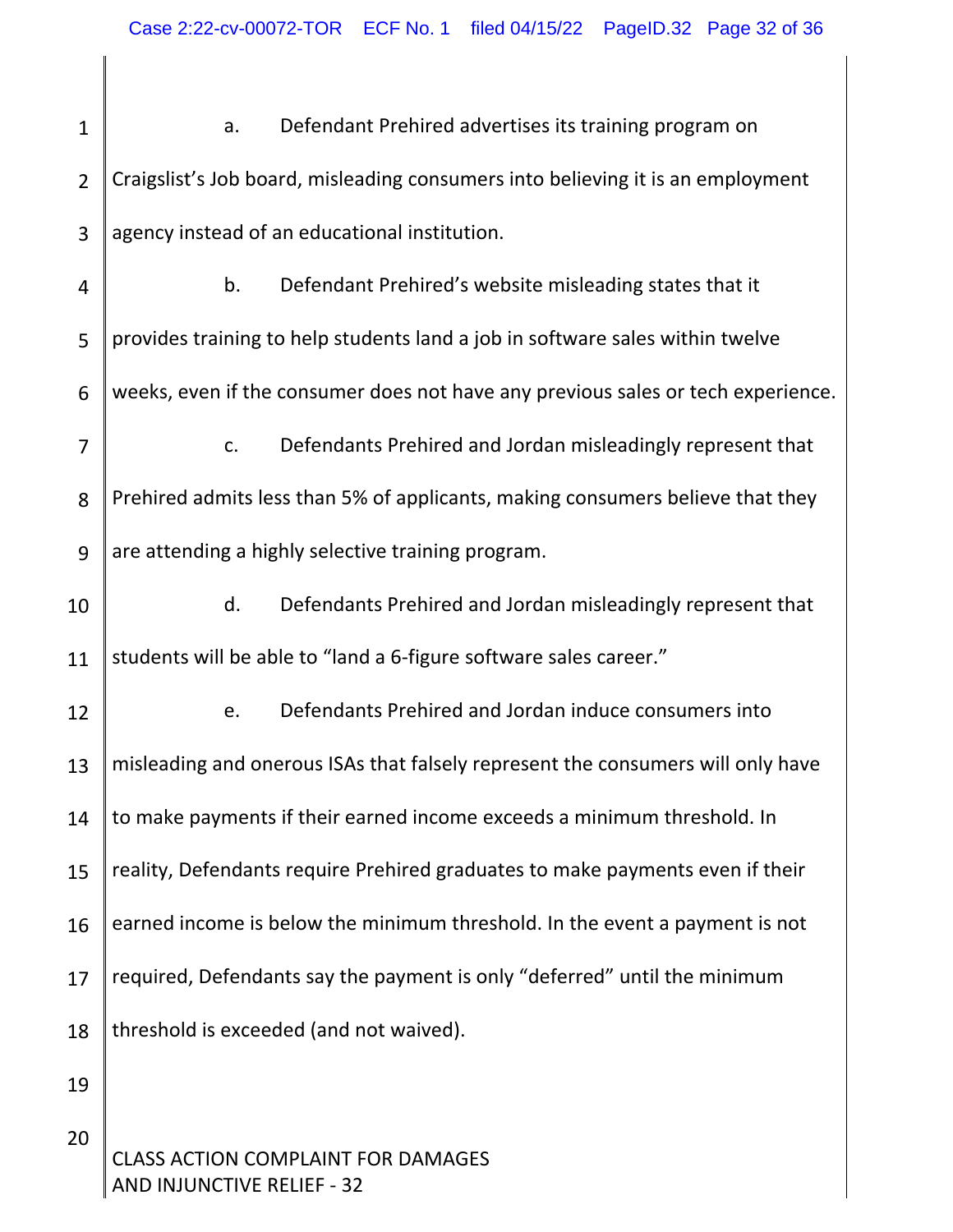a. Defendant Prehired advertises its training program on Craigslist's Job board, misleading consumers into believing it is an employment agency instead of an educational institution.

b. Defendant Prehired's website misleading states that it provides training to help students land a job in software sales within twelve weeks, even if the consumer does not have any previous sales or tech experience.

c. Defendants Prehired and Jordan misleadingly represent that Prehired admits less than 5% of applicants, making consumers believe that they are attending a highly selective training program.

d. Defendants Prehired and Jordan misleadingly represent that students will be able to "land a 6-figure software sales career."

e. Defendants Prehired and Jordan induce consumers into misleading and onerous ISAs that falsely represent the consumers will only have to make payments if their earned income exceeds a minimum threshold. In reality, Defendants require Prehired graduates to make payments even if their earned income is below the minimum threshold. In the event a payment is not required, Defendants say the payment is only "deferred" until the minimum threshold is exceeded (and not waived).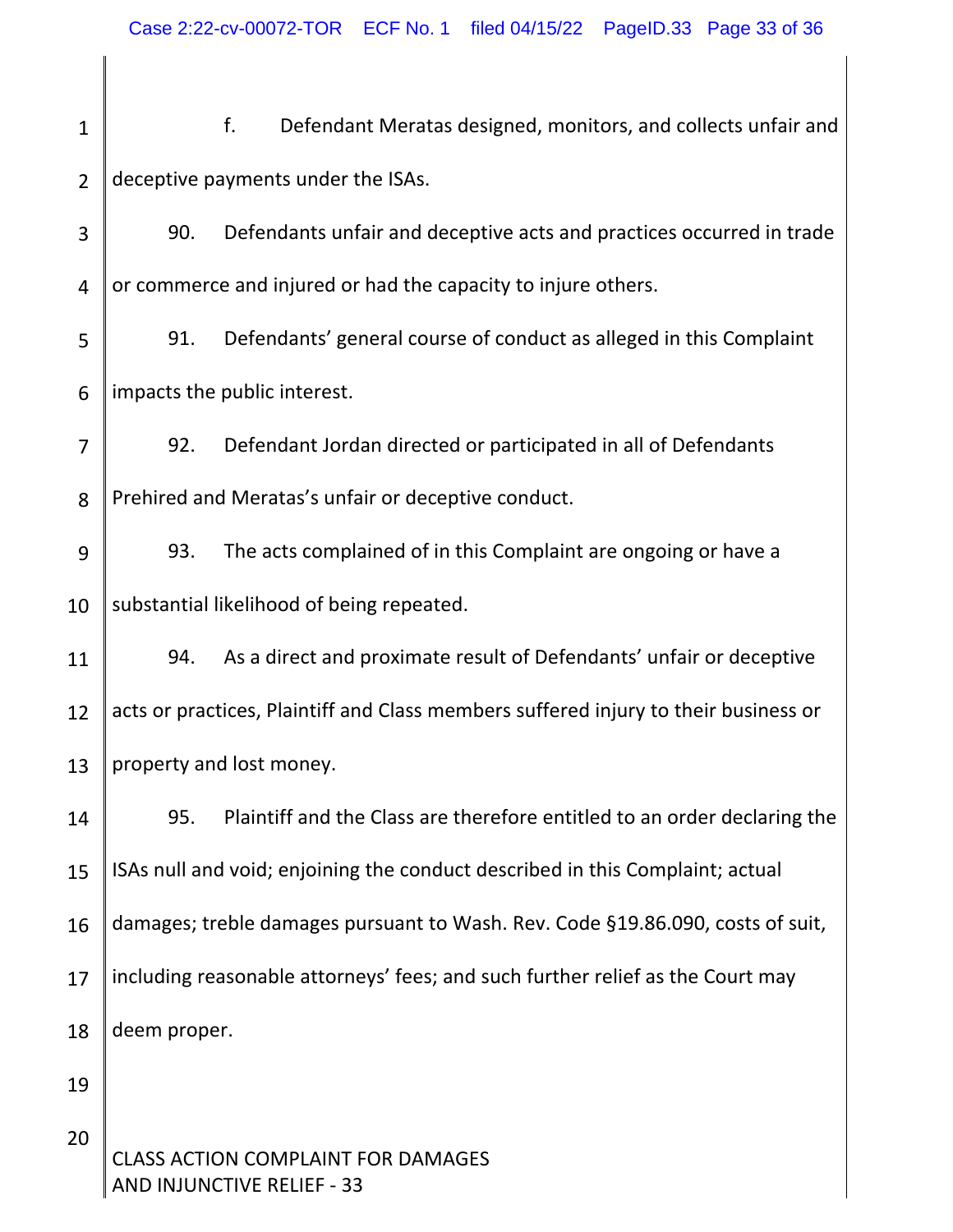f. Defendant Meratas designed, monitors, and collects unfair and deceptive payments under the ISAs.

90. Defendants unfair and deceptive acts and practices occurred in trade or commerce and injured or had the capacity to injure others.

91. Defendants' general course of conduct as alleged in this Complaint impacts the public interest.

92. Defendant Jordan directed or participated in all of Defendants Prehired and Meratas's unfair or deceptive conduct.

93. The acts complained of in this Complaint are ongoing or have a substantial likelihood of being repeated.

94. As a direct and proximate result of Defendants' unfair or deceptive acts or practices, Plaintiff and Class members suffered injury to their business or property and lost money.

95. Plaintiff and the Class are therefore entitled to an order declaring the ISAs null and void; enjoining the conduct described in this Complaint; actual damages; treble damages pursuant to Wash. Rev. Code §19.86.090, costs of suit, including reasonable attorneys' fees; and such further relief as the Court may deem proper.

CLASS ACTION COMPLAINT FOR DAMAGES AND INJUNCTIVE RELIEF - 33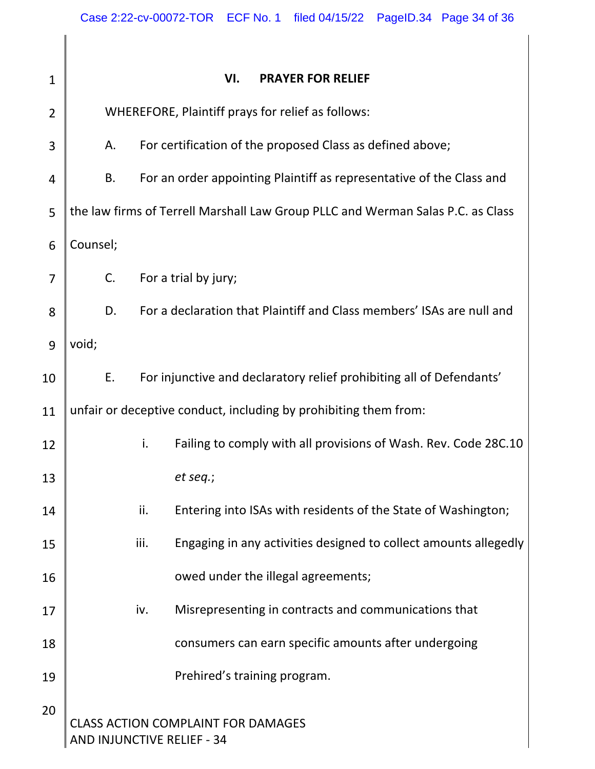## VI. PRAYER FOR RELIEF

WHEREFORE, Plaintiff prays for relief as follows:

A. For certification of the proposed Class as defined above;

B. For an order appointing Plaintiff as representative of the Class and the law firms of Terrell Marshall Law Group PLLC and Werman Salas P.C. as Class Counsel;

C. For a trial by jury;

D. For a declaration that Plaintiff and Class members' ISAs are null and void;

E. For injunctive and declaratory relief prohibiting all of Defendants' unfair or deceptive conduct, including by prohibiting them from:

i. Failing to comply with all provisions of Wash. Rev. Code 28C.10 *et seq.*;

ii. Entering into ISAs with residents of the State of Washington;

iii. Engaging in any activities designed to collect amounts allegedly owed under the illegal agreements;

iv. Misrepresenting in contracts and communications that consumers can earn specific amounts after undergoing Prehired's training program.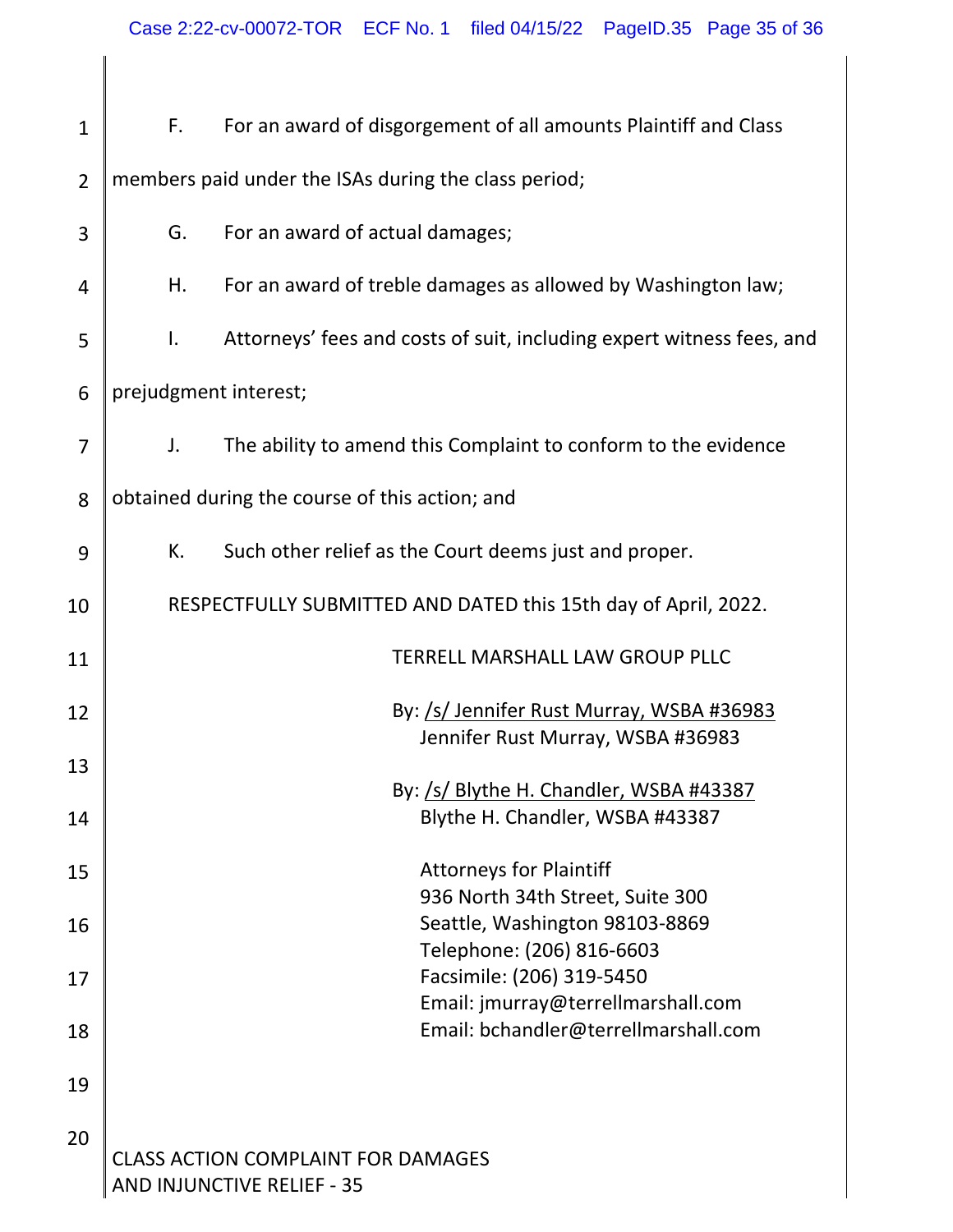F. For an award of disgorgement of all amounts Plaintiff and Class members paid under the ISAs during the class period;

G. For an award of actual damages;

H. For an award of treble damages as allowed by Washington law;

I. Attorneys' fees and costs of suit, including expert witness fees, and prejudgment interest;

J. The ability to amend this Complaint to conform to the evidence obtained during the course of this action; and

K. Such other relief as the Court deems just and proper.

RESPECTFULLY SUBMITTED AND DATED this 15th day of April, 2022.

TERRELL MARSHALL LAW GROUP PLLC

By: /s/ Jennifer Rust Murray, WSBA #36983
Jennifer Rust Murray, WSBA #36983

By: /s/ Blythe H. Chandler, WSBA #43387
Blythe H. Chandler, WSBA #43387

Attorneys for Plaintiff
936 North 34th Street, Suite 300
Seattle, Washington 98103-8869
Telephone: (206) 816-6603
Facsimile: (206) 319-5450
Email: jmurray@terrellmarshall.com
Email: bchandler@terrellmarshall.com

CLASS ACTION COMPLAINT FOR DAMAGES AND INJUNCTIVE RELIEF - 35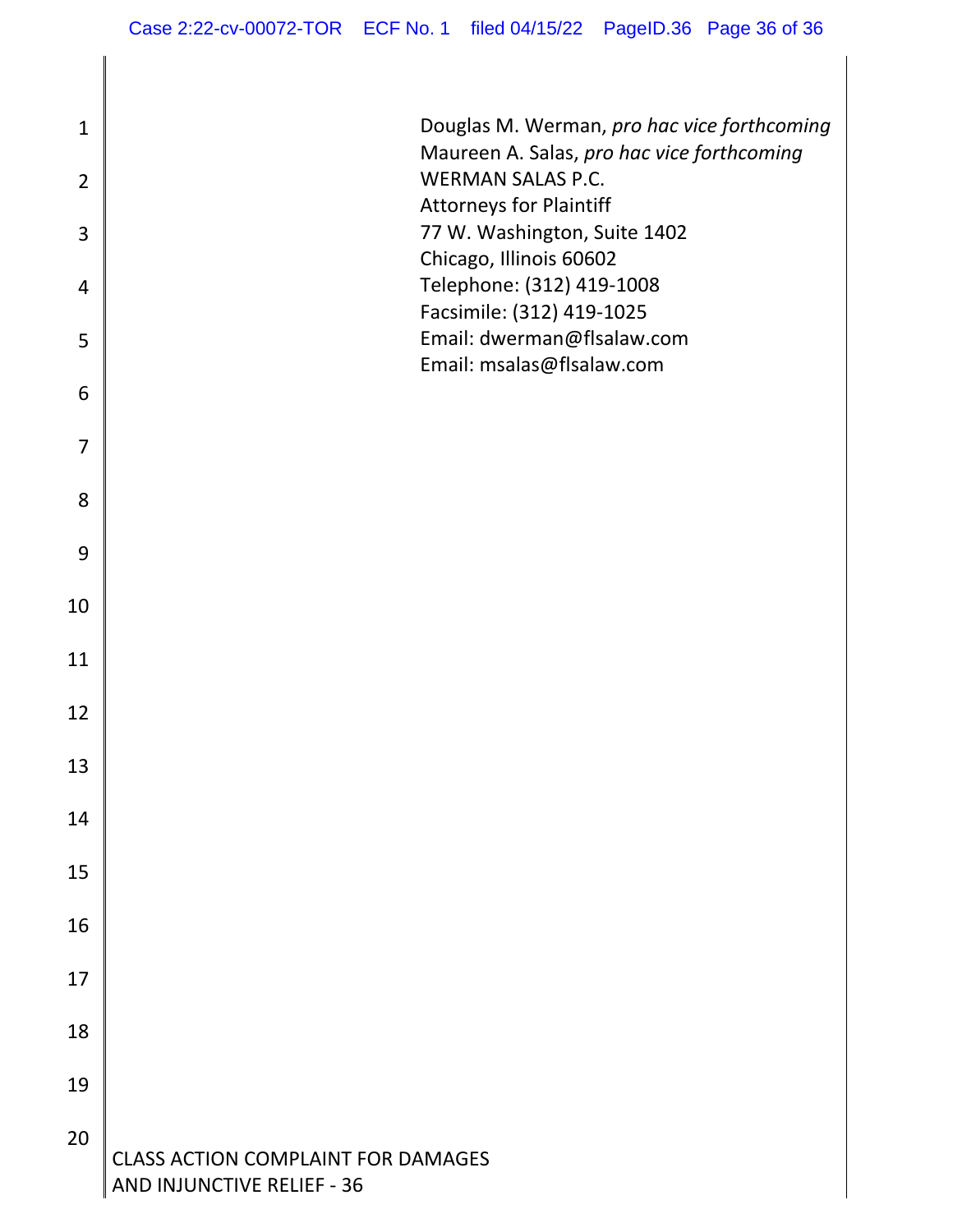Douglas M. Werman, *pro hac vice forthcoming*
Maureen A. Salas, *pro hac vice forthcoming*
WERMAN SALAS P.C.
Attorneys for Plaintiff
77 W. Washington, Suite 1402
Chicago, Illinois 60602
Telephone: (312) 419-1008
Facsimile: (312) 419-1025
Email: dwerman@flsalaw.com
Email: msalas@flsalaw.com

CLASS ACTION COMPLAINT FOR DAMAGES AND INJUNCTIVE RELIEF - 36